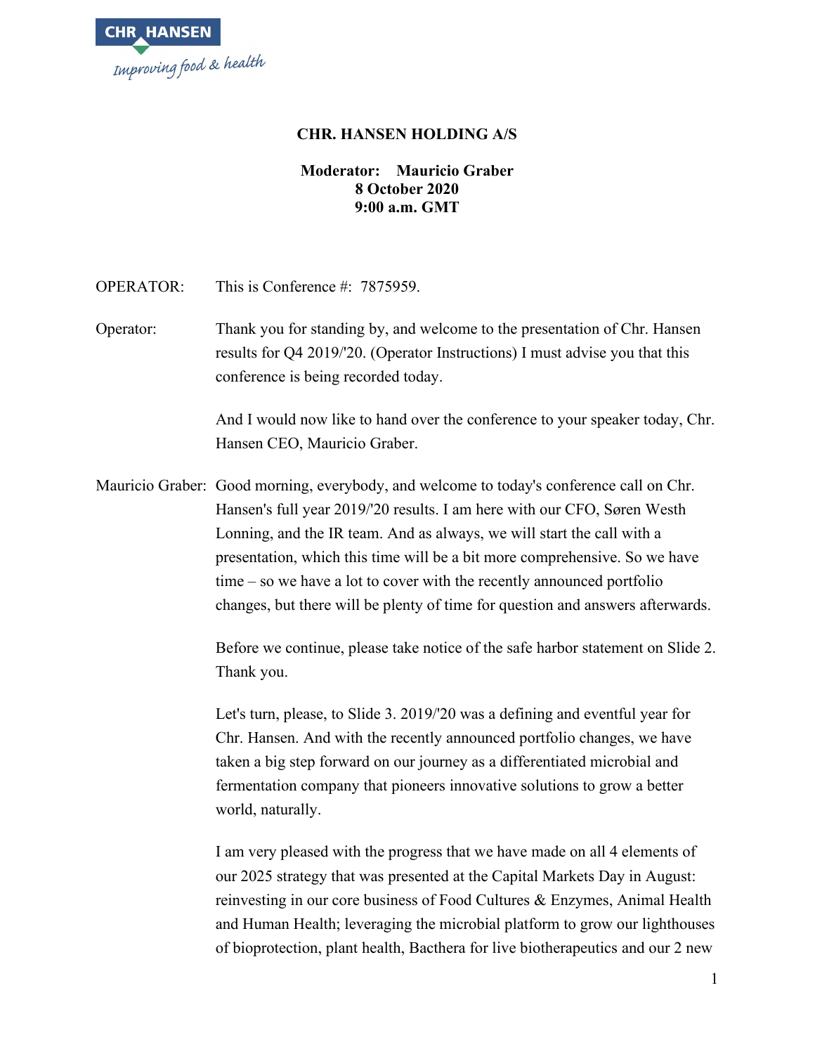CHR HANSEN

*Improving food & health*

**CHR. HANSEN HOLDING A/S**

**Moderator: Mauricio Graber**
**8 October 2020**
**9:00 a.m. GMT**

OPERATOR: This is Conference #: 7875959.

Operator: Thank you for standing by, and welcome to the presentation of Chr. Hansen results for Q4 2019/'20. (Operator Instructions) I must advise you that this conference is being recorded today.

And I would now like to hand over the conference to your speaker today, Chr. Hansen CEO, Mauricio Graber.

Mauricio Graber: Good morning, everybody, and welcome to today's conference call on Chr. Hansen's full year 2019/'20 results. I am here with our CFO, Søren Westh Lonning, and the IR team. And as always, we will start the call with a presentation, which this time will be a bit more comprehensive. So we have time – so we have a lot to cover with the recently announced portfolio changes, but there will be plenty of time for question and answers afterwards.

Before we continue, please take notice of the safe harbor statement on Slide 2. Thank you.

Let's turn, please, to Slide 3. 2019/'20 was a defining and eventful year for Chr. Hansen. And with the recently announced portfolio changes, we have taken a big step forward on our journey as a differentiated microbial and fermentation company that pioneers innovative solutions to grow a better world, naturally.

I am very pleased with the progress that we have made on all 4 elements of our 2025 strategy that was presented at the Capital Markets Day in August: reinvesting in our core business of Food Cultures & Enzymes, Animal Health and Human Health; leveraging the microbial platform to grow our lighthouses of bioprotection, plant health, Bacthera for live biotherapeutics and our 2 new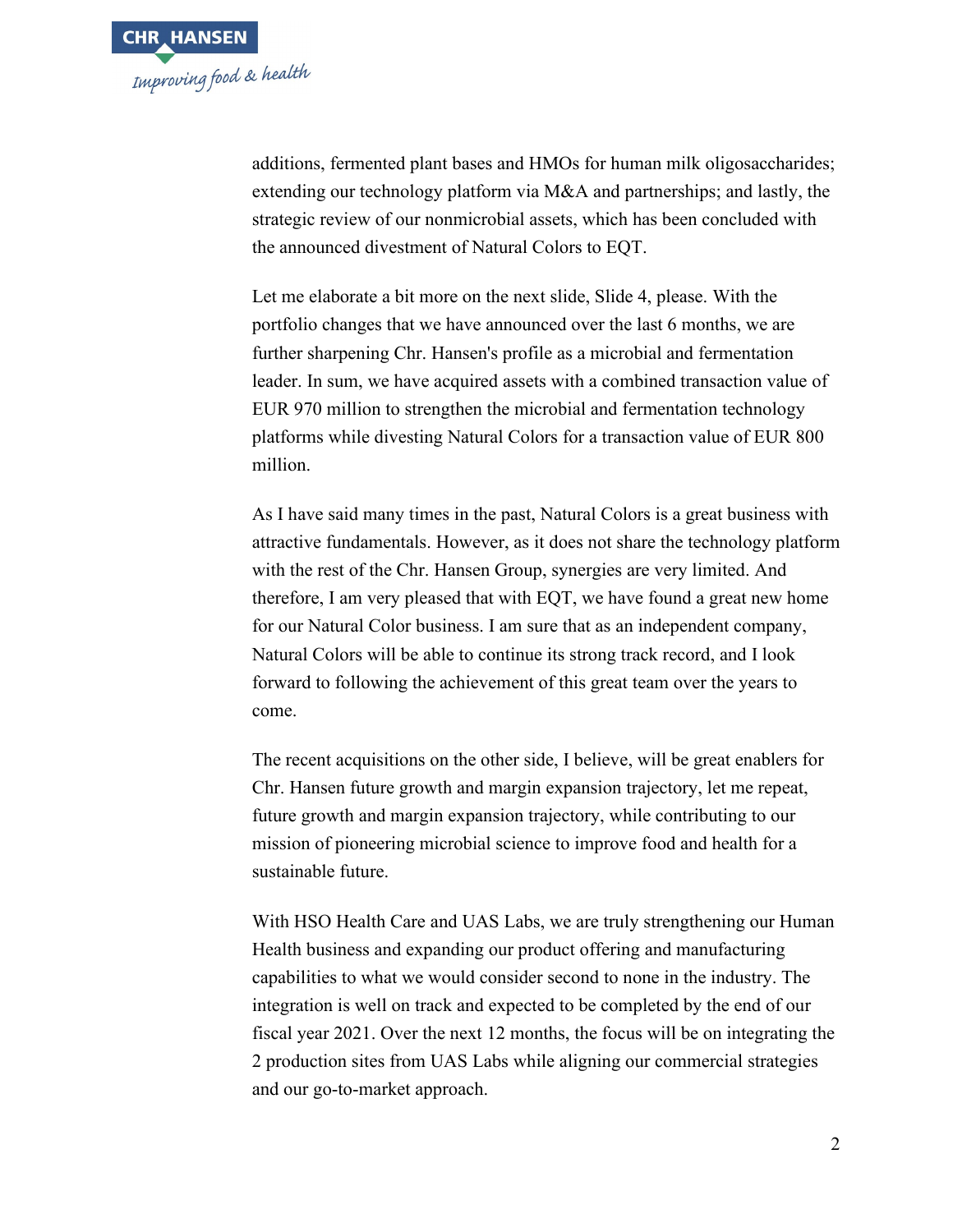additions, fermented plant bases and HMOs for human milk oligosaccharides; extending our technology platform via M&A and partnerships; and lastly, the strategic review of our nonmicrobial assets, which has been concluded with the announced divestment of Natural Colors to EQT.

Let me elaborate a bit more on the next slide, Slide 4, please. With the portfolio changes that we have announced over the last 6 months, we are further sharpening Chr. Hansen's profile as a microbial and fermentation leader. In sum, we have acquired assets with a combined transaction value of EUR 970 million to strengthen the microbial and fermentation technology platforms while divesting Natural Colors for a transaction value of EUR 800 million.

As I have said many times in the past, Natural Colors is a great business with attractive fundamentals. However, as it does not share the technology platform with the rest of the Chr. Hansen Group, synergies are very limited. And therefore, I am very pleased that with EQT, we have found a great new home for our Natural Color business. I am sure that as an independent company, Natural Colors will be able to continue its strong track record, and I look forward to following the achievement of this great team over the years to come.

The recent acquisitions on the other side, I believe, will be great enablers for Chr. Hansen future growth and margin expansion trajectory, let me repeat, future growth and margin expansion trajectory, while contributing to our mission of pioneering microbial science to improve food and health for a sustainable future.

With HSO Health Care and UAS Labs, we are truly strengthening our Human Health business and expanding our product offering and manufacturing capabilities to what we would consider second to none in the industry. The integration is well on track and expected to be completed by the end of our fiscal year 2021. Over the next 12 months, the focus will be on integrating the 2 production sites from UAS Labs while aligning our commercial strategies and our go-to-market approach.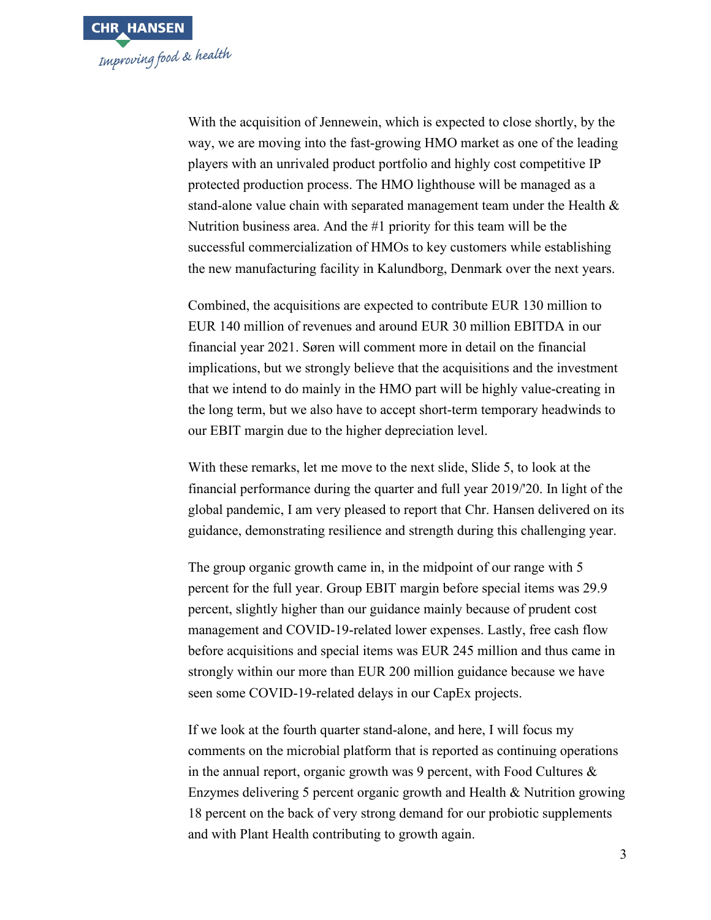With the acquisition of Jennewein, which is expected to close shortly, by the way, we are moving into the fast-growing HMO market as one of the leading players with an unrivaled product portfolio and highly cost competitive IP protected production process. The HMO lighthouse will be managed as a stand-alone value chain with separated management team under the Health & Nutrition business area. And the #1 priority for this team will be the successful commercialization of HMOs to key customers while establishing the new manufacturing facility in Kalundborg, Denmark over the next years.

Combined, the acquisitions are expected to contribute EUR 130 million to EUR 140 million of revenues and around EUR 30 million EBITDA in our financial year 2021. Søren will comment more in detail on the financial implications, but we strongly believe that the acquisitions and the investment that we intend to do mainly in the HMO part will be highly value-creating in the long term, but we also have to accept short-term temporary headwinds to our EBIT margin due to the higher depreciation level.

With these remarks, let me move to the next slide, Slide 5, to look at the financial performance during the quarter and full year 2019/'20. In light of the global pandemic, I am very pleased to report that Chr. Hansen delivered on its guidance, demonstrating resilience and strength during this challenging year.

The group organic growth came in, in the midpoint of our range with 5 percent for the full year. Group EBIT margin before special items was 29.9 percent, slightly higher than our guidance mainly because of prudent cost management and COVID-19-related lower expenses. Lastly, free cash flow before acquisitions and special items was EUR 245 million and thus came in strongly within our more than EUR 200 million guidance because we have seen some COVID-19-related delays in our CapEx projects.

If we look at the fourth quarter stand-alone, and here, I will focus my comments on the microbial platform that is reported as continuing operations in the annual report, organic growth was 9 percent, with Food Cultures & Enzymes delivering 5 percent organic growth and Health & Nutrition growing 18 percent on the back of very strong demand for our probiotic supplements and with Plant Health contributing to growth again.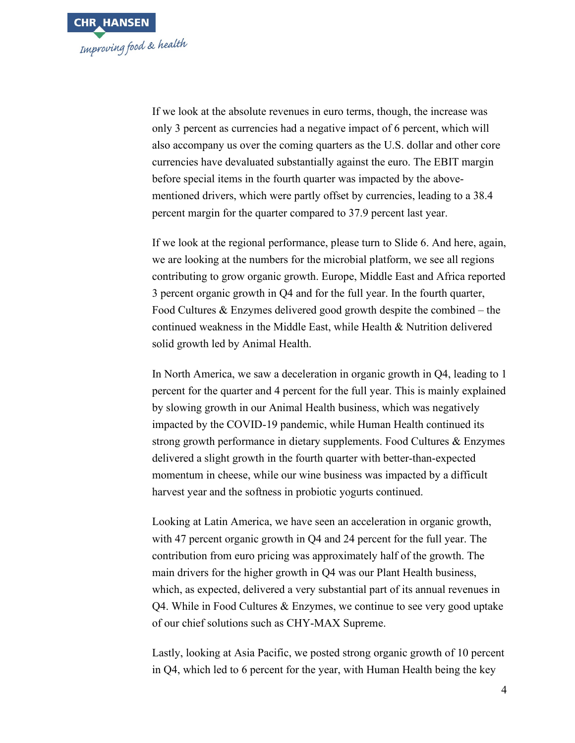If we look at the absolute revenues in euro terms, though, the increase was only 3 percent as currencies had a negative impact of 6 percent, which will also accompany us over the coming quarters as the U.S. dollar and other core currencies have devaluated substantially against the euro. The EBIT margin before special items in the fourth quarter was impacted by the above-mentioned drivers, which were partly offset by currencies, leading to a 38.4 percent margin for the quarter compared to 37.9 percent last year.

If we look at the regional performance, please turn to Slide 6. And here, again, we are looking at the numbers for the microbial platform, we see all regions contributing to grow organic growth. Europe, Middle East and Africa reported 3 percent organic growth in Q4 and for the full year. In the fourth quarter, Food Cultures & Enzymes delivered good growth despite the combined – the continued weakness in the Middle East, while Health & Nutrition delivered solid growth led by Animal Health.

In North America, we saw a deceleration in organic growth in Q4, leading to 1 percent for the quarter and 4 percent for the full year. This is mainly explained by slowing growth in our Animal Health business, which was negatively impacted by the COVID-19 pandemic, while Human Health continued its strong growth performance in dietary supplements. Food Cultures & Enzymes delivered a slight growth in the fourth quarter with better-than-expected momentum in cheese, while our wine business was impacted by a difficult harvest year and the softness in probiotic yogurts continued.

Looking at Latin America, we have seen an acceleration in organic growth, with 47 percent organic growth in Q4 and 24 percent for the full year. The contribution from euro pricing was approximately half of the growth. The main drivers for the higher growth in Q4 was our Plant Health business, which, as expected, delivered a very substantial part of its annual revenues in Q4. While in Food Cultures & Enzymes, we continue to see very good uptake of our chief solutions such as CHY-MAX Supreme.

Lastly, looking at Asia Pacific, we posted strong organic growth of 10 percent in Q4, which led to 6 percent for the year, with Human Health being the key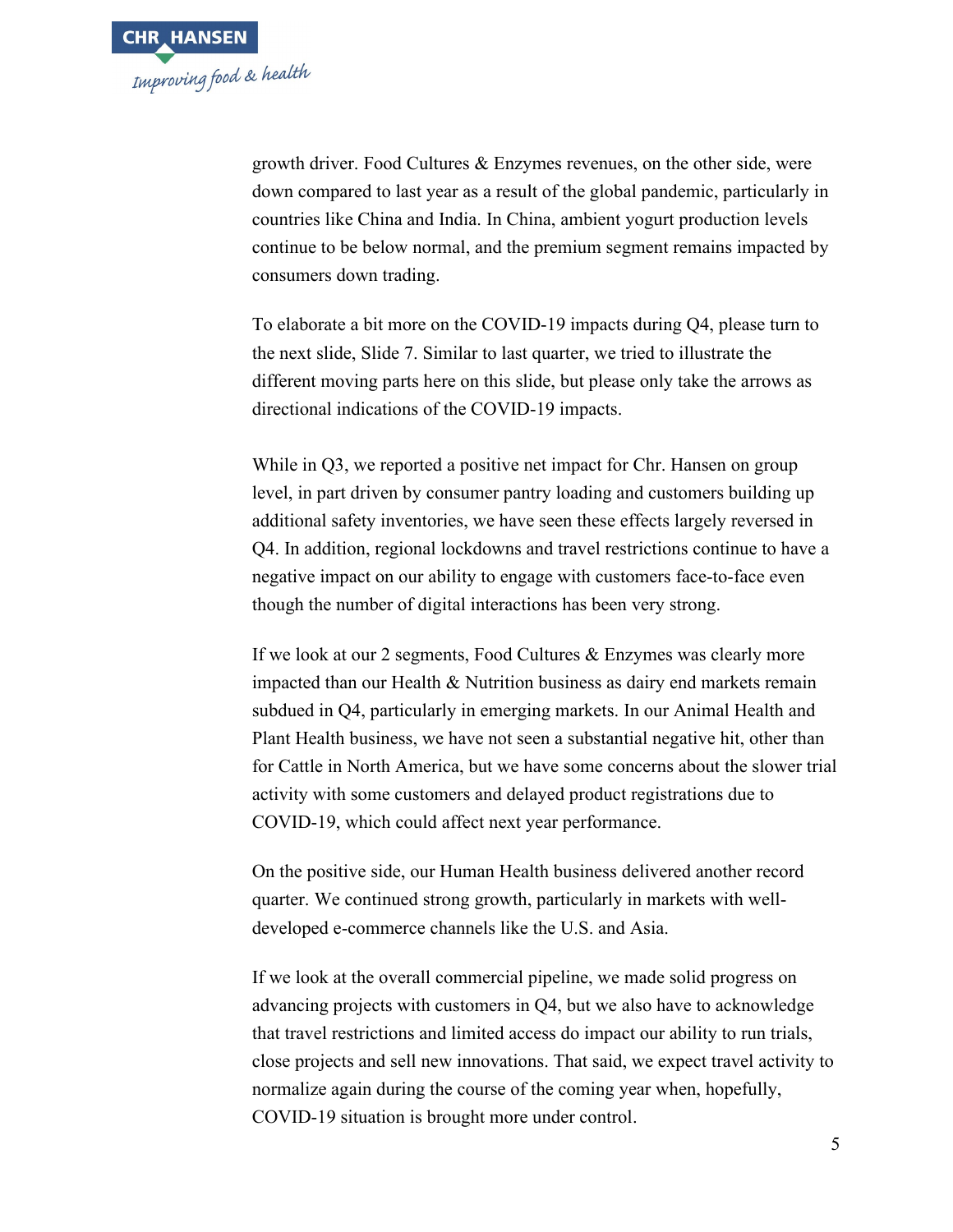growth driver. Food Cultures & Enzymes revenues, on the other side, were down compared to last year as a result of the global pandemic, particularly in countries like China and India. In China, ambient yogurt production levels continue to be below normal, and the premium segment remains impacted by consumers down trading.

To elaborate a bit more on the COVID-19 impacts during Q4, please turn to the next slide, Slide 7. Similar to last quarter, we tried to illustrate the different moving parts here on this slide, but please only take the arrows as directional indications of the COVID-19 impacts.

While in Q3, we reported a positive net impact for Chr. Hansen on group level, in part driven by consumer pantry loading and customers building up additional safety inventories, we have seen these effects largely reversed in Q4. In addition, regional lockdowns and travel restrictions continue to have a negative impact on our ability to engage with customers face-to-face even though the number of digital interactions has been very strong.

If we look at our 2 segments, Food Cultures & Enzymes was clearly more impacted than our Health & Nutrition business as dairy end markets remain subdued in Q4, particularly in emerging markets. In our Animal Health and Plant Health business, we have not seen a substantial negative hit, other than for Cattle in North America, but we have some concerns about the slower trial activity with some customers and delayed product registrations due to COVID-19, which could affect next year performance.

On the positive side, our Human Health business delivered another record quarter. We continued strong growth, particularly in markets with well-developed e-commerce channels like the U.S. and Asia.

If we look at the overall commercial pipeline, we made solid progress on advancing projects with customers in Q4, but we also have to acknowledge that travel restrictions and limited access do impact our ability to run trials, close projects and sell new innovations. That said, we expect travel activity to normalize again during the course of the coming year when, hopefully, COVID-19 situation is brought more under control.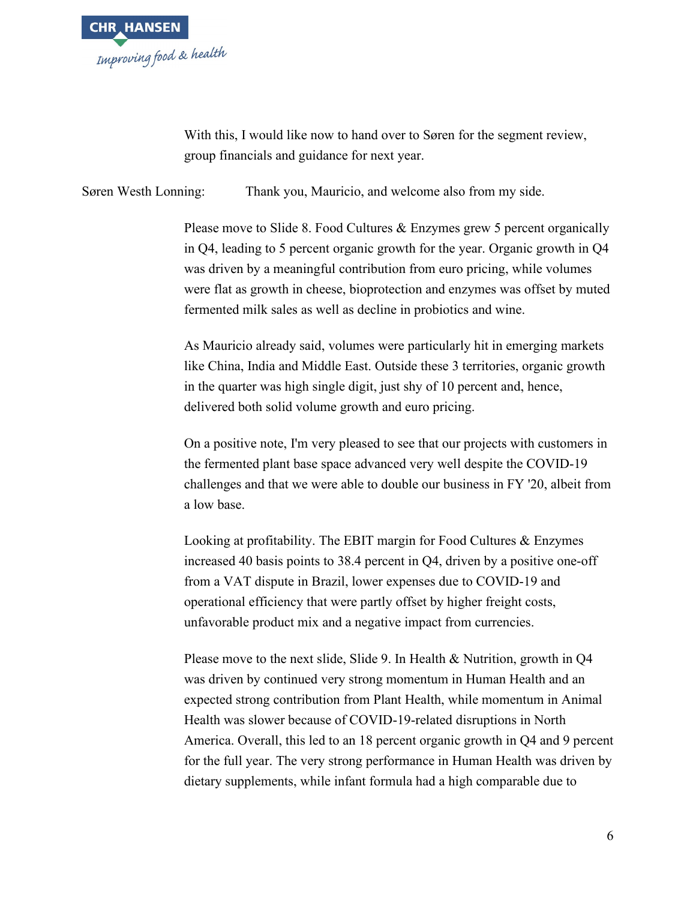With this, I would like now to hand over to Søren for the segment review, group financials and guidance for next year.

Søren Westh Lonning: Thank you, Mauricio, and welcome also from my side.

Please move to Slide 8. Food Cultures & Enzymes grew 5 percent organically in Q4, leading to 5 percent organic growth for the year. Organic growth in Q4 was driven by a meaningful contribution from euro pricing, while volumes were flat as growth in cheese, bioprotection and enzymes was offset by muted fermented milk sales as well as decline in probiotics and wine.

As Mauricio already said, volumes were particularly hit in emerging markets like China, India and Middle East. Outside these 3 territories, organic growth in the quarter was high single digit, just shy of 10 percent and, hence, delivered both solid volume growth and euro pricing.

On a positive note, I'm very pleased to see that our projects with customers in the fermented plant base space advanced very well despite the COVID-19 challenges and that we were able to double our business in FY '20, albeit from a low base.

Looking at profitability. The EBIT margin for Food Cultures & Enzymes increased 40 basis points to 38.4 percent in Q4, driven by a positive one-off from a VAT dispute in Brazil, lower expenses due to COVID-19 and operational efficiency that were partly offset by higher freight costs, unfavorable product mix and a negative impact from currencies.

Please move to the next slide, Slide 9. In Health & Nutrition, growth in Q4 was driven by continued very strong momentum in Human Health and an expected strong contribution from Plant Health, while momentum in Animal Health was slower because of COVID-19-related disruptions in North America. Overall, this led to an 18 percent organic growth in Q4 and 9 percent for the full year. The very strong performance in Human Health was driven by dietary supplements, while infant formula had a high comparable due to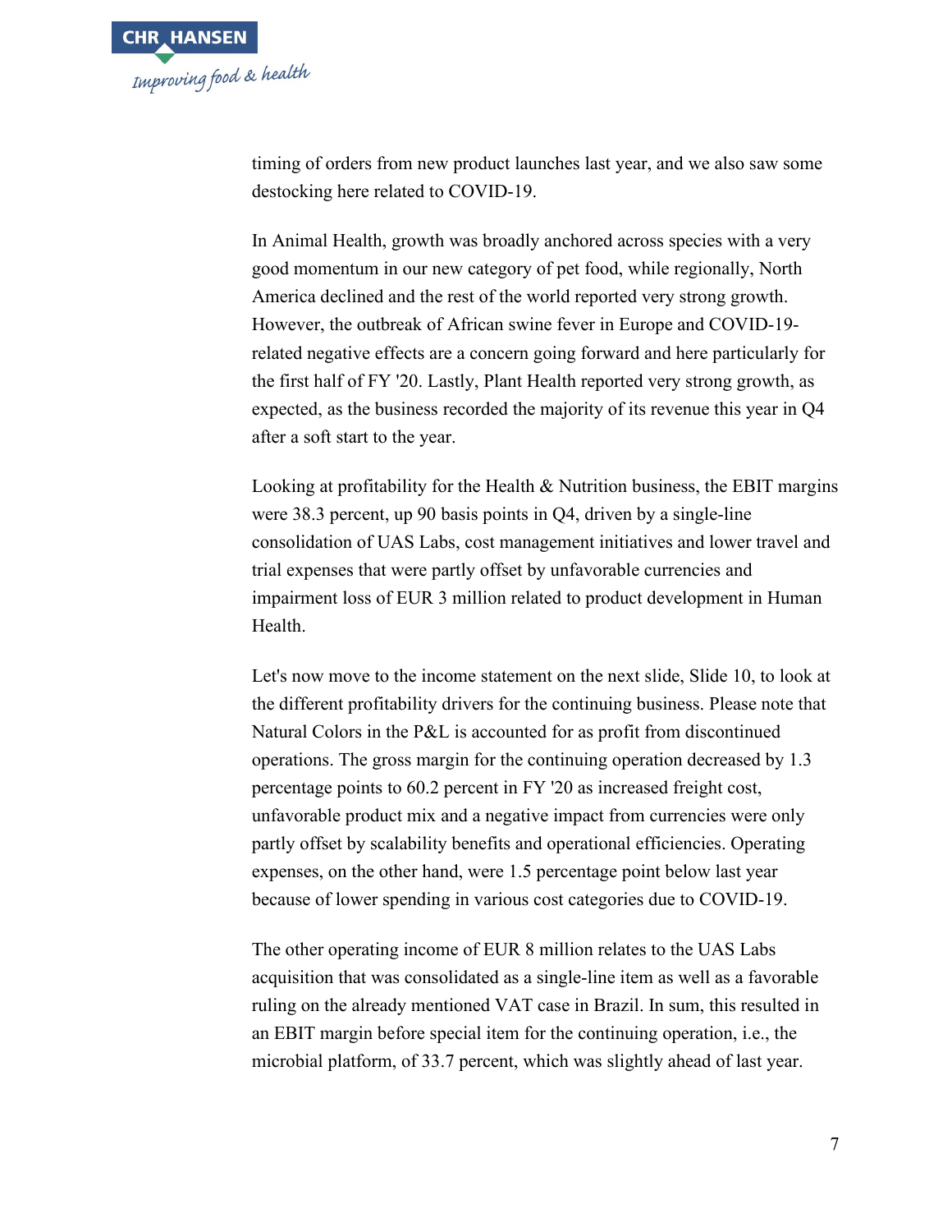timing of orders from new product launches last year, and we also saw some destocking here related to COVID-19.

In Animal Health, growth was broadly anchored across species with a very good momentum in our new category of pet food, while regionally, North America declined and the rest of the world reported very strong growth. However, the outbreak of African swine fever in Europe and COVID-19-related negative effects are a concern going forward and here particularly for the first half of FY '20. Lastly, Plant Health reported very strong growth, as expected, as the business recorded the majority of its revenue this year in Q4 after a soft start to the year.

Looking at profitability for the Health & Nutrition business, the EBIT margins were 38.3 percent, up 90 basis points in Q4, driven by a single-line consolidation of UAS Labs, cost management initiatives and lower travel and trial expenses that were partly offset by unfavorable currencies and impairment loss of EUR 3 million related to product development in Human Health.

Let's now move to the income statement on the next slide, Slide 10, to look at the different profitability drivers for the continuing business. Please note that Natural Colors in the P&L is accounted for as profit from discontinued operations. The gross margin for the continuing operation decreased by 1.3 percentage points to 60.2 percent in FY '20 as increased freight cost, unfavorable product mix and a negative impact from currencies were only partly offset by scalability benefits and operational efficiencies. Operating expenses, on the other hand, were 1.5 percentage point below last year because of lower spending in various cost categories due to COVID-19.

The other operating income of EUR 8 million relates to the UAS Labs acquisition that was consolidated as a single-line item as well as a favorable ruling on the already mentioned VAT case in Brazil. In sum, this resulted in an EBIT margin before special item for the continuing operation, i.e., the microbial platform, of 33.7 percent, which was slightly ahead of last year.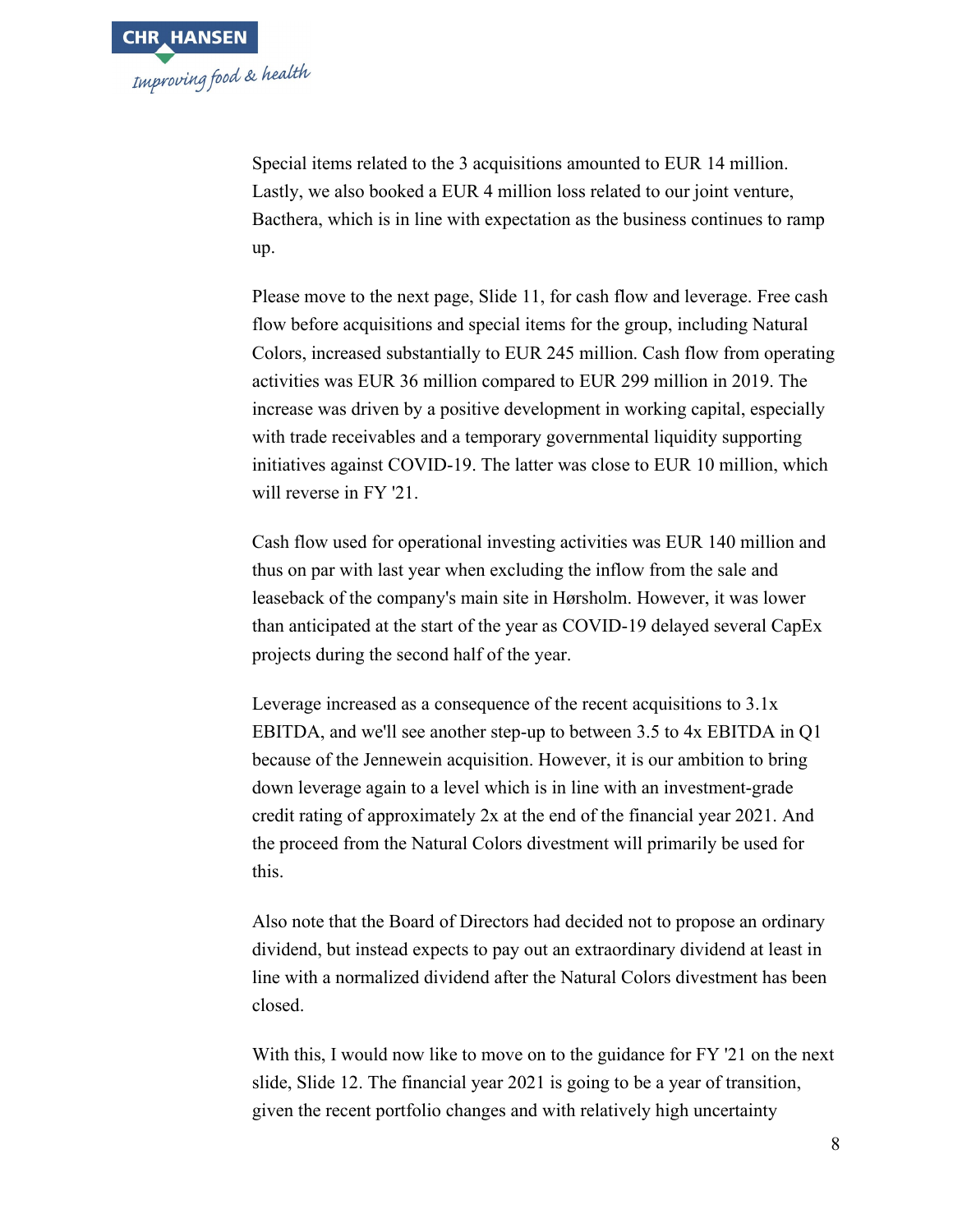Special items related to the 3 acquisitions amounted to EUR 14 million. Lastly, we also booked a EUR 4 million loss related to our joint venture, Bacthera, which is in line with expectation as the business continues to ramp up.

Please move to the next page, Slide 11, for cash flow and leverage. Free cash flow before acquisitions and special items for the group, including Natural Colors, increased substantially to EUR 245 million. Cash flow from operating activities was EUR 36 million compared to EUR 299 million in 2019. The increase was driven by a positive development in working capital, especially with trade receivables and a temporary governmental liquidity supporting initiatives against COVID-19. The latter was close to EUR 10 million, which will reverse in FY '21.

Cash flow used for operational investing activities was EUR 140 million and thus on par with last year when excluding the inflow from the sale and leaseback of the company's main site in Hørsholm. However, it was lower than anticipated at the start of the year as COVID-19 delayed several CapEx projects during the second half of the year.

Leverage increased as a consequence of the recent acquisitions to 3.1x EBITDA, and we'll see another step-up to between 3.5 to 4x EBITDA in Q1 because of the Jennewein acquisition. However, it is our ambition to bring down leverage again to a level which is in line with an investment-grade credit rating of approximately 2x at the end of the financial year 2021. And the proceed from the Natural Colors divestment will primarily be used for this.

Also note that the Board of Directors had decided not to propose an ordinary dividend, but instead expects to pay out an extraordinary dividend at least in line with a normalized dividend after the Natural Colors divestment has been closed.

With this, I would now like to move on to the guidance for FY '21 on the next slide, Slide 12. The financial year 2021 is going to be a year of transition, given the recent portfolio changes and with relatively high uncertainty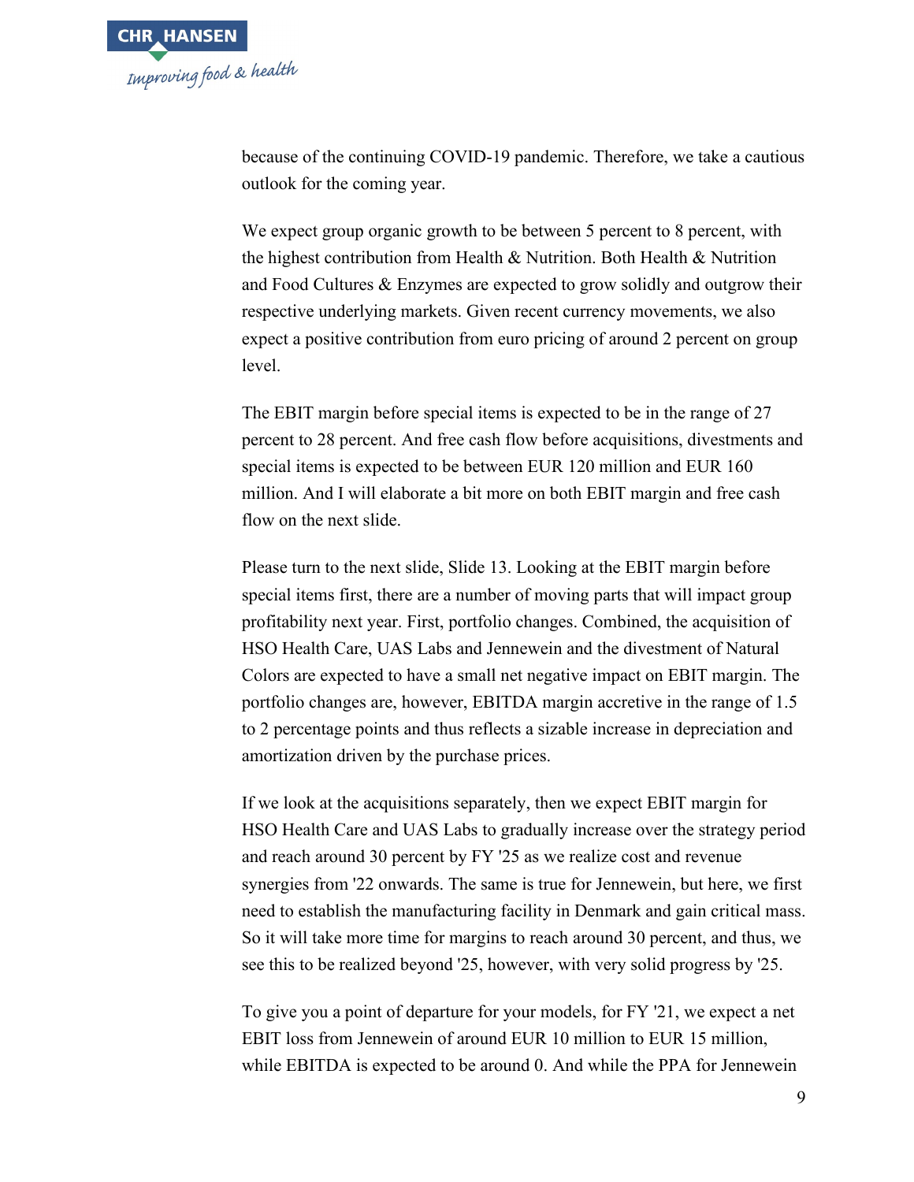because of the continuing COVID-19 pandemic. Therefore, we take a cautious outlook for the coming year.

We expect group organic growth to be between 5 percent to 8 percent, with the highest contribution from Health & Nutrition. Both Health & Nutrition and Food Cultures & Enzymes are expected to grow solidly and outgrow their respective underlying markets. Given recent currency movements, we also expect a positive contribution from euro pricing of around 2 percent on group level.

The EBIT margin before special items is expected to be in the range of 27 percent to 28 percent. And free cash flow before acquisitions, divestments and special items is expected to be between EUR 120 million and EUR 160 million. And I will elaborate a bit more on both EBIT margin and free cash flow on the next slide.

Please turn to the next slide, Slide 13. Looking at the EBIT margin before special items first, there are a number of moving parts that will impact group profitability next year. First, portfolio changes. Combined, the acquisition of HSO Health Care, UAS Labs and Jennewein and the divestment of Natural Colors are expected to have a small net negative impact on EBIT margin. The portfolio changes are, however, EBITDA margin accretive in the range of 1.5 to 2 percentage points and thus reflects a sizable increase in depreciation and amortization driven by the purchase prices.

If we look at the acquisitions separately, then we expect EBIT margin for HSO Health Care and UAS Labs to gradually increase over the strategy period and reach around 30 percent by FY '25 as we realize cost and revenue synergies from '22 onwards. The same is true for Jennewein, but here, we first need to establish the manufacturing facility in Denmark and gain critical mass. So it will take more time for margins to reach around 30 percent, and thus, we see this to be realized beyond '25, however, with very solid progress by '25.

To give you a point of departure for your models, for FY '21, we expect a net EBIT loss from Jennewein of around EUR 10 million to EUR 15 million, while EBITDA is expected to be around 0. And while the PPA for Jennewein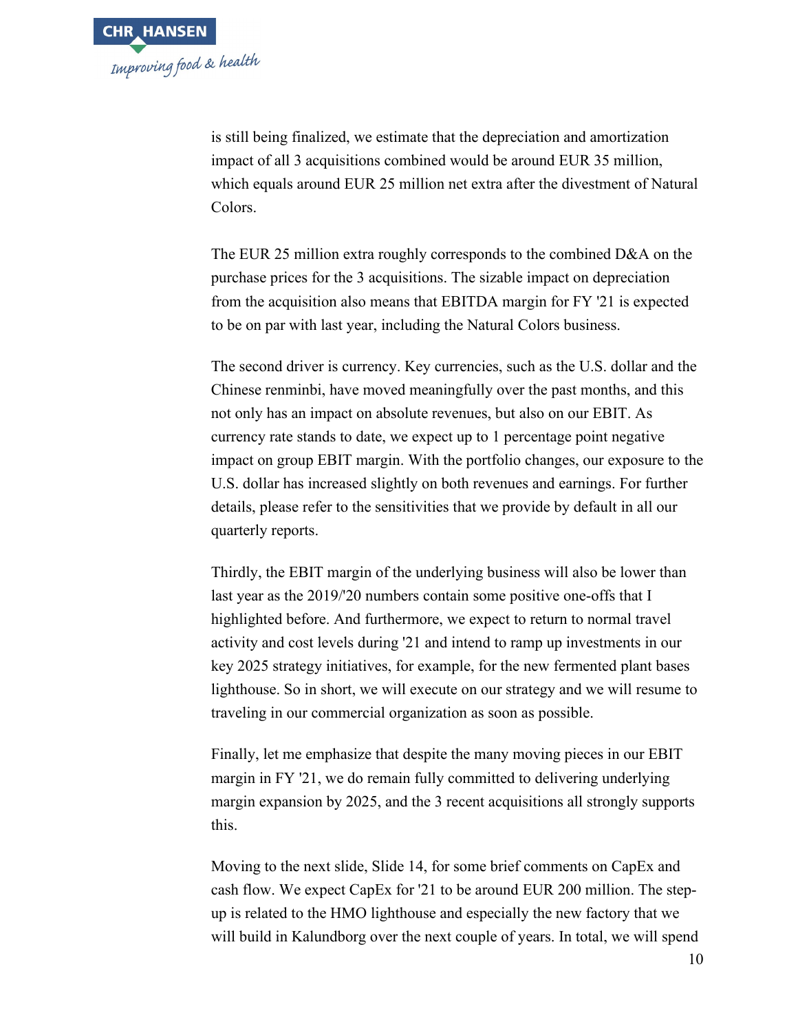is still being finalized, we estimate that the depreciation and amortization impact of all 3 acquisitions combined would be around EUR 35 million, which equals around EUR 25 million net extra after the divestment of Natural Colors.

The EUR 25 million extra roughly corresponds to the combined D&A on the purchase prices for the 3 acquisitions. The sizable impact on depreciation from the acquisition also means that EBITDA margin for FY '21 is expected to be on par with last year, including the Natural Colors business.

The second driver is currency. Key currencies, such as the U.S. dollar and the Chinese renminbi, have moved meaningfully over the past months, and this not only has an impact on absolute revenues, but also on our EBIT. As currency rate stands to date, we expect up to 1 percentage point negative impact on group EBIT margin. With the portfolio changes, our exposure to the U.S. dollar has increased slightly on both revenues and earnings. For further details, please refer to the sensitivities that we provide by default in all our quarterly reports.

Thirdly, the EBIT margin of the underlying business will also be lower than last year as the 2019/'20 numbers contain some positive one-offs that I highlighted before. And furthermore, we expect to return to normal travel activity and cost levels during '21 and intend to ramp up investments in our key 2025 strategy initiatives, for example, for the new fermented plant bases lighthouse. So in short, we will execute on our strategy and we will resume to traveling in our commercial organization as soon as possible.

Finally, let me emphasize that despite the many moving pieces in our EBIT margin in FY '21, we do remain fully committed to delivering underlying margin expansion by 2025, and the 3 recent acquisitions all strongly supports this.

Moving to the next slide, Slide 14, for some brief comments on CapEx and cash flow. We expect CapEx for '21 to be around EUR 200 million. The step-up is related to the HMO lighthouse and especially the new factory that we will build in Kalundborg over the next couple of years. In total, we will spend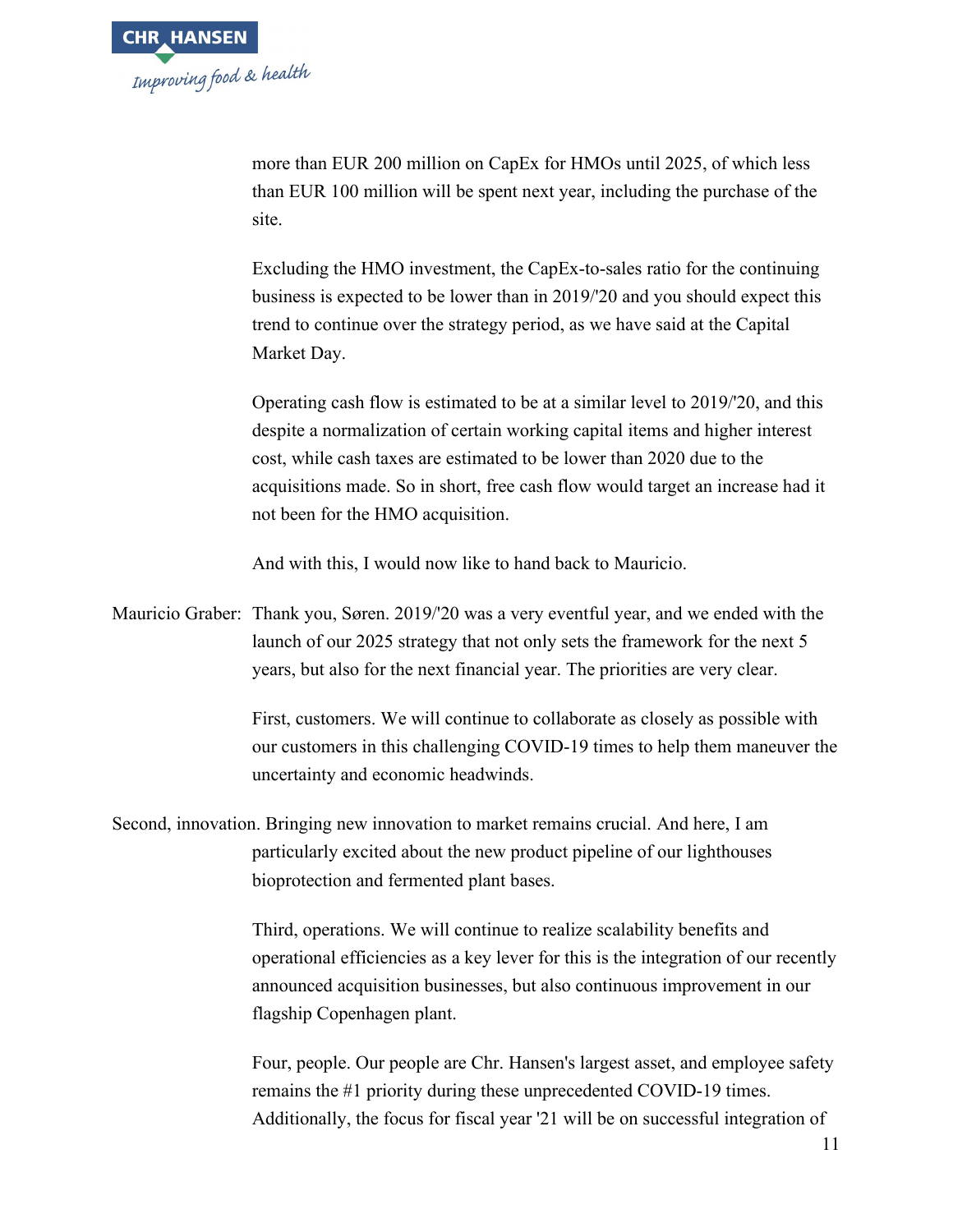more than EUR 200 million on CapEx for HMOs until 2025, of which less than EUR 100 million will be spent next year, including the purchase of the site.

Excluding the HMO investment, the CapEx-to-sales ratio for the continuing business is expected to be lower than in 2019/'20 and you should expect this trend to continue over the strategy period, as we have said at the Capital Market Day.

Operating cash flow is estimated to be at a similar level to 2019/'20, and this despite a normalization of certain working capital items and higher interest cost, while cash taxes are estimated to be lower than 2020 due to the acquisitions made. So in short, free cash flow would target an increase had it not been for the HMO acquisition.

And with this, I would now like to hand back to Mauricio.

Mauricio Graber: Thank you, Søren. 2019/'20 was a very eventful year, and we ended with the launch of our 2025 strategy that not only sets the framework for the next 5 years, but also for the next financial year. The priorities are very clear.

First, customers. We will continue to collaborate as closely as possible with our customers in this challenging COVID-19 times to help them maneuver the uncertainty and economic headwinds.

Second, innovation. Bringing new innovation to market remains crucial. And here, I am particularly excited about the new product pipeline of our lighthouses bioprotection and fermented plant bases.

Third, operations. We will continue to realize scalability benefits and operational efficiencies as a key lever for this is the integration of our recently announced acquisition businesses, but also continuous improvement in our flagship Copenhagen plant.

Four, people. Our people are Chr. Hansen's largest asset, and employee safety remains the #1 priority during these unprecedented COVID-19 times. Additionally, the focus for fiscal year '21 will be on successful integration of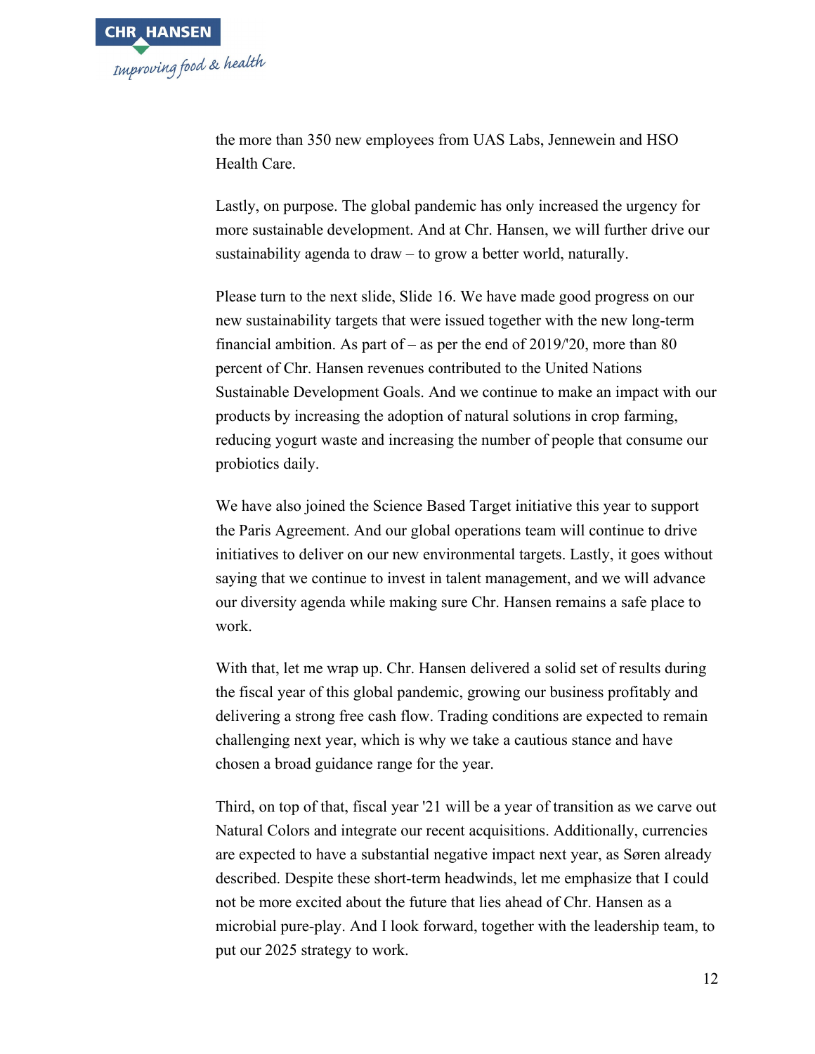the more than 350 new employees from UAS Labs, Jennewein and HSO Health Care.

Lastly, on purpose. The global pandemic has only increased the urgency for more sustainable development. And at Chr. Hansen, we will further drive our sustainability agenda to draw – to grow a better world, naturally.

Please turn to the next slide, Slide 16. We have made good progress on our new sustainability targets that were issued together with the new long-term financial ambition. As part of – as per the end of 2019/'20, more than 80 percent of Chr. Hansen revenues contributed to the United Nations Sustainable Development Goals. And we continue to make an impact with our products by increasing the adoption of natural solutions in crop farming, reducing yogurt waste and increasing the number of people that consume our probiotics daily.

We have also joined the Science Based Target initiative this year to support the Paris Agreement. And our global operations team will continue to drive initiatives to deliver on our new environmental targets. Lastly, it goes without saying that we continue to invest in talent management, and we will advance our diversity agenda while making sure Chr. Hansen remains a safe place to work.

With that, let me wrap up. Chr. Hansen delivered a solid set of results during the fiscal year of this global pandemic, growing our business profitably and delivering a strong free cash flow. Trading conditions are expected to remain challenging next year, which is why we take a cautious stance and have chosen a broad guidance range for the year.

Third, on top of that, fiscal year '21 will be a year of transition as we carve out Natural Colors and integrate our recent acquisitions. Additionally, currencies are expected to have a substantial negative impact next year, as Søren already described. Despite these short-term headwinds, let me emphasize that I could not be more excited about the future that lies ahead of Chr. Hansen as a microbial pure-play. And I look forward, together with the leadership team, to put our 2025 strategy to work.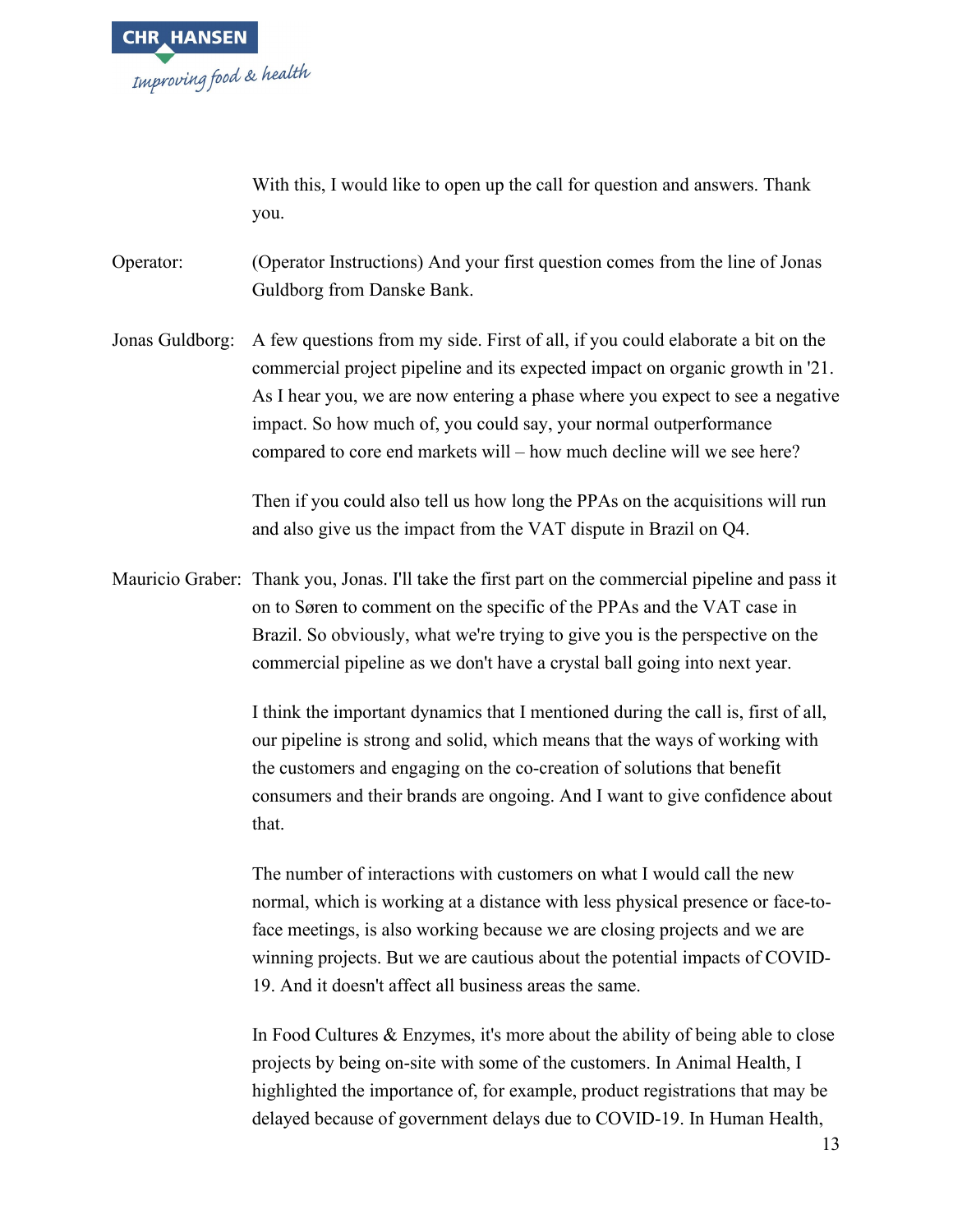With this, I would like to open up the call for question and answers. Thank you.

Operator: (Operator Instructions) And your first question comes from the line of Jonas Guldborg from Danske Bank.

Jonas Guldborg: A few questions from my side. First of all, if you could elaborate a bit on the commercial project pipeline and its expected impact on organic growth in '21. As I hear you, we are now entering a phase where you expect to see a negative impact. So how much of, you could say, your normal outperformance compared to core end markets will – how much decline will we see here?

Then if you could also tell us how long the PPAs on the acquisitions will run and also give us the impact from the VAT dispute in Brazil on Q4.

Mauricio Graber: Thank you, Jonas. I'll take the first part on the commercial pipeline and pass it on to Søren to comment on the specific of the PPAs and the VAT case in Brazil. So obviously, what we're trying to give you is the perspective on the commercial pipeline as we don't have a crystal ball going into next year.

I think the important dynamics that I mentioned during the call is, first of all, our pipeline is strong and solid, which means that the ways of working with the customers and engaging on the co-creation of solutions that benefit consumers and their brands are ongoing. And I want to give confidence about that.

The number of interactions with customers on what I would call the new normal, which is working at a distance with less physical presence or face-to-face meetings, is also working because we are closing projects and we are winning projects. But we are cautious about the potential impacts of COVID-19. And it doesn't affect all business areas the same.

In Food Cultures & Enzymes, it's more about the ability of being able to close projects by being on-site with some of the customers. In Animal Health, I highlighted the importance of, for example, product registrations that may be delayed because of government delays due to COVID-19. In Human Health,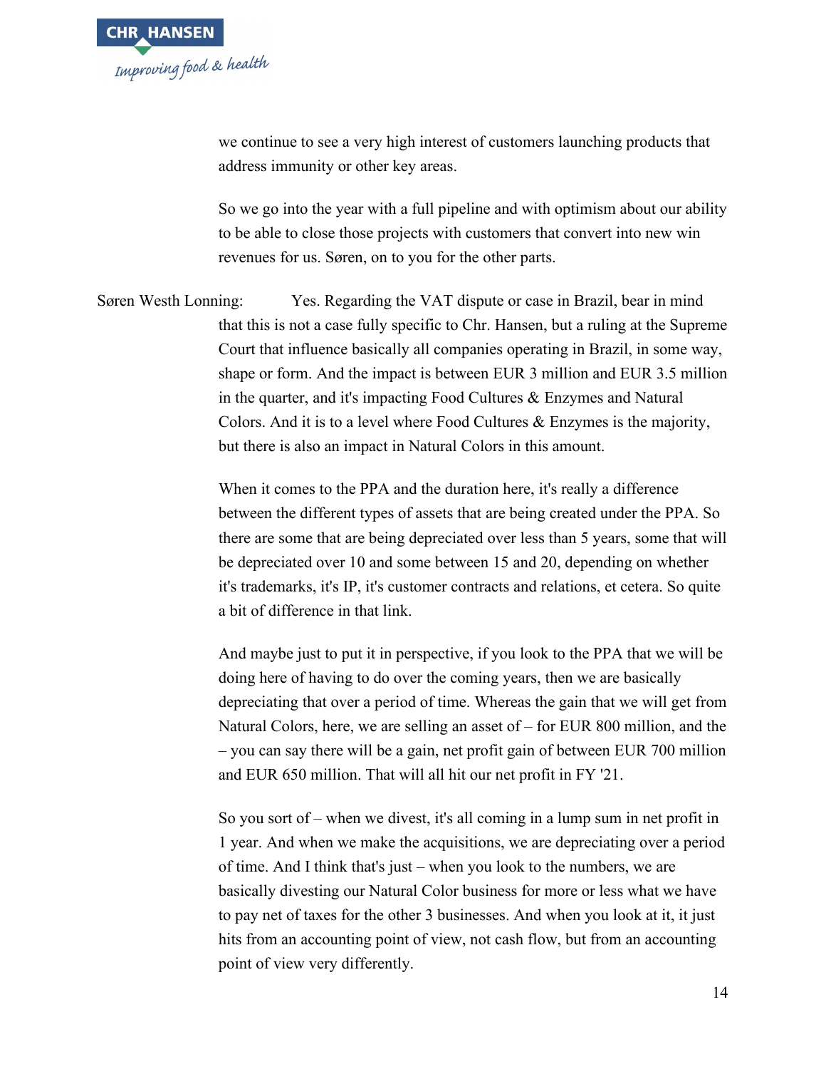we continue to see a very high interest of customers launching products that address immunity or other key areas.

So we go into the year with a full pipeline and with optimism about our ability to be able to close those projects with customers that convert into new win revenues for us. Søren, on to you for the other parts.

Søren Westh Lonning: Yes. Regarding the VAT dispute or case in Brazil, bear in mind that this is not a case fully specific to Chr. Hansen, but a ruling at the Supreme Court that influence basically all companies operating in Brazil, in some way, shape or form. And the impact is between EUR 3 million and EUR 3.5 million in the quarter, and it's impacting Food Cultures & Enzymes and Natural Colors. And it is to a level where Food Cultures & Enzymes is the majority, but there is also an impact in Natural Colors in this amount.

When it comes to the PPA and the duration here, it's really a difference between the different types of assets that are being created under the PPA. So there are some that are being depreciated over less than 5 years, some that will be depreciated over 10 and some between 15 and 20, depending on whether it's trademarks, it's IP, it's customer contracts and relations, et cetera. So quite a bit of difference in that link.

And maybe just to put it in perspective, if you look to the PPA that we will be doing here of having to do over the coming years, then we are basically depreciating that over a period of time. Whereas the gain that we will get from Natural Colors, here, we are selling an asset of – for EUR 800 million, and the – you can say there will be a gain, net profit gain of between EUR 700 million and EUR 650 million. That will all hit our net profit in FY '21.

So you sort of – when we divest, it's all coming in a lump sum in net profit in 1 year. And when we make the acquisitions, we are depreciating over a period of time. And I think that's just – when you look to the numbers, we are basically divesting our Natural Color business for more or less what we have to pay net of taxes for the other 3 businesses. And when you look at it, it just hits from an accounting point of view, not cash flow, but from an accounting point of view very differently.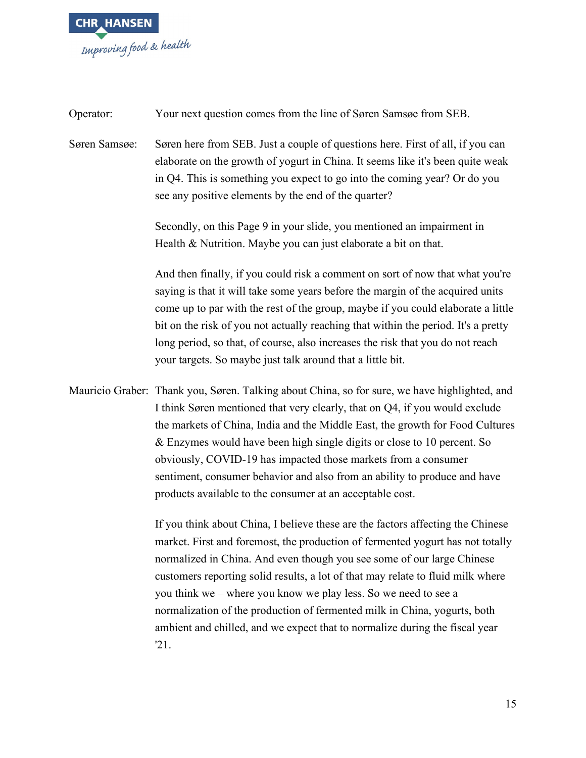Operator: Your next question comes from the line of Søren Samsøe from SEB.

Søren Samsøe: Søren here from SEB. Just a couple of questions here. First of all, if you can elaborate on the growth of yogurt in China. It seems like it's been quite weak in Q4. This is something you expect to go into the coming year? Or do you see any positive elements by the end of the quarter?

Secondly, on this Page 9 in your slide, you mentioned an impairment in Health & Nutrition. Maybe you can just elaborate a bit on that.

And then finally, if you could risk a comment on sort of now that what you're saying is that it will take some years before the margin of the acquired units come up to par with the rest of the group, maybe if you could elaborate a little bit on the risk of you not actually reaching that within the period. It's a pretty long period, so that, of course, also increases the risk that you do not reach your targets. So maybe just talk around that a little bit.

Mauricio Graber: Thank you, Søren. Talking about China, so for sure, we have highlighted, and I think Søren mentioned that very clearly, that on Q4, if you would exclude the markets of China, India and the Middle East, the growth for Food Cultures & Enzymes would have been high single digits or close to 10 percent. So obviously, COVID-19 has impacted those markets from a consumer sentiment, consumer behavior and also from an ability to produce and have products available to the consumer at an acceptable cost.

If you think about China, I believe these are the factors affecting the Chinese market. First and foremost, the production of fermented yogurt has not totally normalized in China. And even though you see some of our large Chinese customers reporting solid results, a lot of that may relate to fluid milk where you think we – where you know we play less. So we need to see a normalization of the production of fermented milk in China, yogurts, both ambient and chilled, and we expect that to normalize during the fiscal year '21.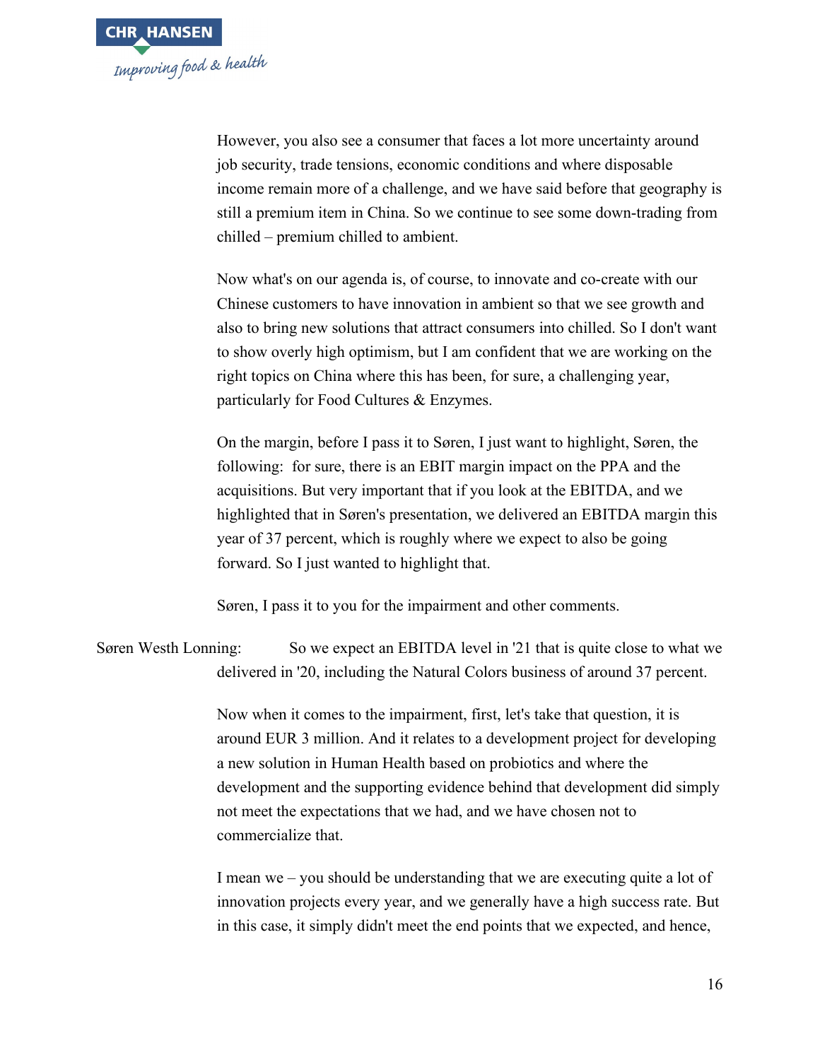However, you also see a consumer that faces a lot more uncertainty around job security, trade tensions, economic conditions and where disposable income remain more of a challenge, and we have said before that geography is still a premium item in China. So we continue to see some down-trading from chilled – premium chilled to ambient.

Now what's on our agenda is, of course, to innovate and co-create with our Chinese customers to have innovation in ambient so that we see growth and also to bring new solutions that attract consumers into chilled. So I don't want to show overly high optimism, but I am confident that we are working on the right topics on China where this has been, for sure, a challenging year, particularly for Food Cultures & Enzymes.

On the margin, before I pass it to Søren, I just want to highlight, Søren, the following: for sure, there is an EBIT margin impact on the PPA and the acquisitions. But very important that if you look at the EBITDA, and we highlighted that in Søren's presentation, we delivered an EBITDA margin this year of 37 percent, which is roughly where we expect to also be going forward. So I just wanted to highlight that.

Søren, I pass it to you for the impairment and other comments.

Søren Westh Lonning: So we expect an EBITDA level in '21 that is quite close to what we delivered in '20, including the Natural Colors business of around 37 percent.

Now when it comes to the impairment, first, let's take that question, it is around EUR 3 million. And it relates to a development project for developing a new solution in Human Health based on probiotics and where the development and the supporting evidence behind that development did simply not meet the expectations that we had, and we have chosen not to commercialize that.

I mean we – you should be understanding that we are executing quite a lot of innovation projects every year, and we generally have a high success rate. But in this case, it simply didn't meet the end points that we expected, and hence,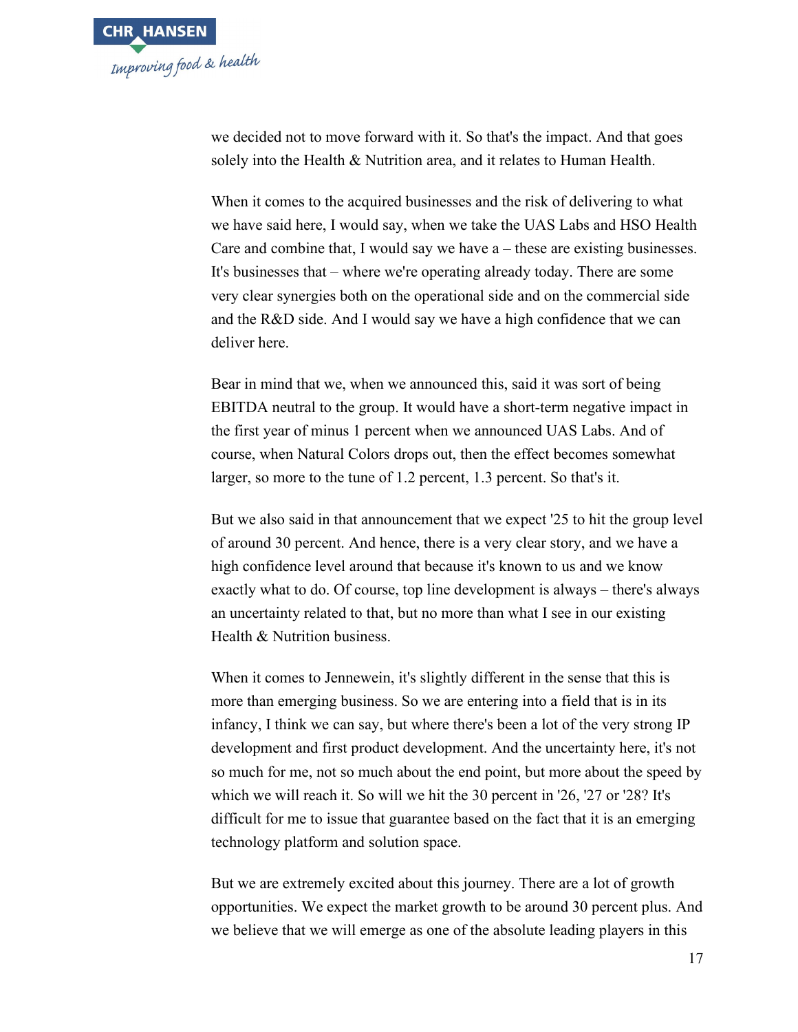we decided not to move forward with it. So that's the impact. And that goes solely into the Health & Nutrition area, and it relates to Human Health.

When it comes to the acquired businesses and the risk of delivering to what we have said here, I would say, when we take the UAS Labs and HSO Health Care and combine that, I would say we have a – these are existing businesses. It's businesses that – where we're operating already today. There are some very clear synergies both on the operational side and on the commercial side and the R&D side. And I would say we have a high confidence that we can deliver here.

Bear in mind that we, when we announced this, said it was sort of being EBITDA neutral to the group. It would have a short-term negative impact in the first year of minus 1 percent when we announced UAS Labs. And of course, when Natural Colors drops out, then the effect becomes somewhat larger, so more to the tune of 1.2 percent, 1.3 percent. So that's it.

But we also said in that announcement that we expect '25 to hit the group level of around 30 percent. And hence, there is a very clear story, and we have a high confidence level around that because it's known to us and we know exactly what to do. Of course, top line development is always – there's always an uncertainty related to that, but no more than what I see in our existing Health & Nutrition business.

When it comes to Jennewein, it's slightly different in the sense that this is more than emerging business. So we are entering into a field that is in its infancy, I think we can say, but where there's been a lot of the very strong IP development and first product development. And the uncertainty here, it's not so much for me, not so much about the end point, but more about the speed by which we will reach it. So will we hit the 30 percent in '26, '27 or '28? It's difficult for me to issue that guarantee based on the fact that it is an emerging technology platform and solution space.

But we are extremely excited about this journey. There are a lot of growth opportunities. We expect the market growth to be around 30 percent plus. And we believe that we will emerge as one of the absolute leading players in this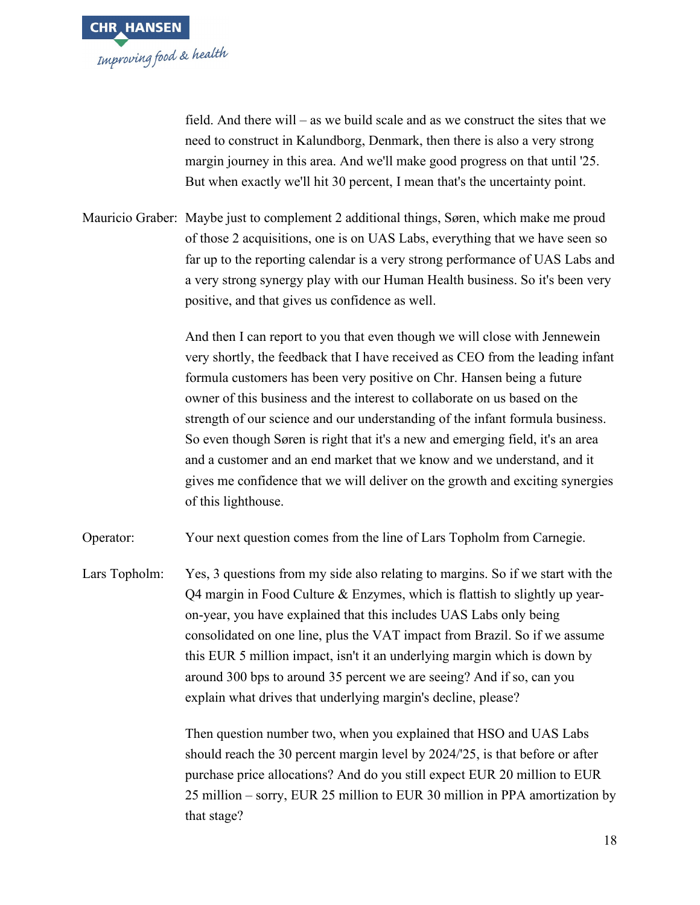field. And there will – as we build scale and as we construct the sites that we need to construct in Kalundborg, Denmark, then there is also a very strong margin journey in this area. And we'll make good progress on that until '25. But when exactly we'll hit 30 percent, I mean that's the uncertainty point.

Mauricio Graber: Maybe just to complement 2 additional things, Søren, which make me proud of those 2 acquisitions, one is on UAS Labs, everything that we have seen so far up to the reporting calendar is a very strong performance of UAS Labs and a very strong synergy play with our Human Health business. So it's been very positive, and that gives us confidence as well.

And then I can report to you that even though we will close with Jennewein very shortly, the feedback that I have received as CEO from the leading infant formula customers has been very positive on Chr. Hansen being a future owner of this business and the interest to collaborate on us based on the strength of our science and our understanding of the infant formula business. So even though Søren is right that it's a new and emerging field, it's an area and a customer and an end market that we know and we understand, and it gives me confidence that we will deliver on the growth and exciting synergies of this lighthouse.

Operator: Your next question comes from the line of Lars Topholm from Carnegie.

Lars Topholm: Yes, 3 questions from my side also relating to margins. So if we start with the Q4 margin in Food Culture & Enzymes, which is flattish to slightly up year-on-year, you have explained that this includes UAS Labs only being consolidated on one line, plus the VAT impact from Brazil. So if we assume this EUR 5 million impact, isn't it an underlying margin which is down by around 300 bps to around 35 percent we are seeing? And if so, can you explain what drives that underlying margin's decline, please?

Then question number two, when you explained that HSO and UAS Labs should reach the 30 percent margin level by 2024/'25, is that before or after purchase price allocations? And do you still expect EUR 20 million to EUR 25 million – sorry, EUR 25 million to EUR 30 million in PPA amortization by that stage?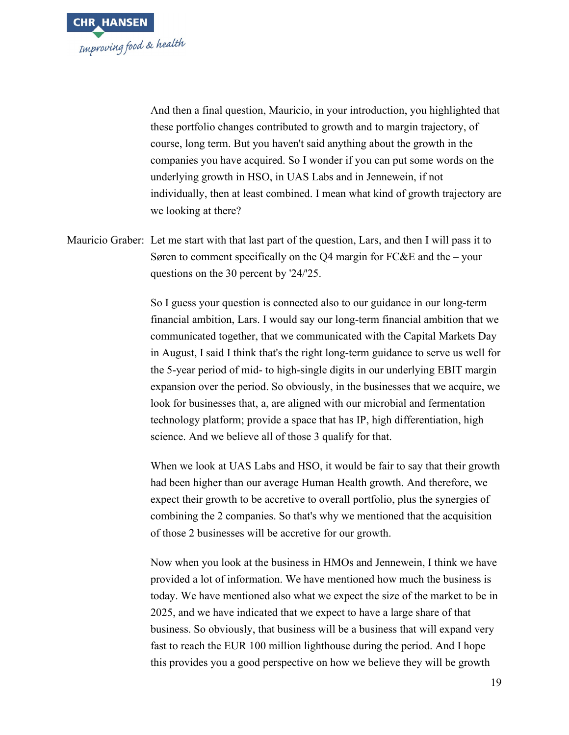And then a final question, Mauricio, in your introduction, you highlighted that these portfolio changes contributed to growth and to margin trajectory, of course, long term. But you haven't said anything about the growth in the companies you have acquired. So I wonder if you can put some words on the underlying growth in HSO, in UAS Labs and in Jennewein, if not individually, then at least combined. I mean what kind of growth trajectory are we looking at there?

Mauricio Graber: Let me start with that last part of the question, Lars, and then I will pass it to Søren to comment specifically on the Q4 margin for FC&E and the – your questions on the 30 percent by '24/'25.

So I guess your question is connected also to our guidance in our long-term financial ambition, Lars. I would say our long-term financial ambition that we communicated together, that we communicated with the Capital Markets Day in August, I said I think that's the right long-term guidance to serve us well for the 5-year period of mid- to high-single digits in our underlying EBIT margin expansion over the period. So obviously, in the businesses that we acquire, we look for businesses that, a, are aligned with our microbial and fermentation technology platform; provide a space that has IP, high differentiation, high science. And we believe all of those 3 qualify for that.

When we look at UAS Labs and HSO, it would be fair to say that their growth had been higher than our average Human Health growth. And therefore, we expect their growth to be accretive to overall portfolio, plus the synergies of combining the 2 companies. So that's why we mentioned that the acquisition of those 2 businesses will be accretive for our growth.

Now when you look at the business in HMOs and Jennewein, I think we have provided a lot of information. We have mentioned how much the business is today. We have mentioned also what we expect the size of the market to be in 2025, and we have indicated that we expect to have a large share of that business. So obviously, that business will be a business that will expand very fast to reach the EUR 100 million lighthouse during the period. And I hope this provides you a good perspective on how we believe they will be growth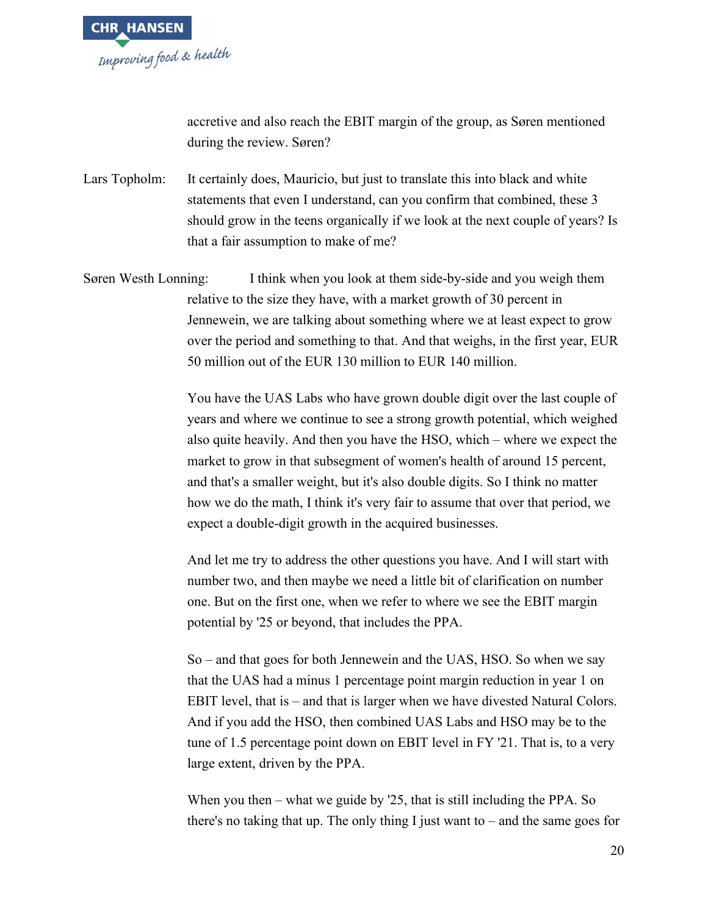accretive and also reach the EBIT margin of the group, as Søren mentioned during the review. Søren?

Lars Topholm: It certainly does, Mauricio, but just to translate this into black and white statements that even I understand, can you confirm that combined, these 3 should grow in the teens organically if we look at the next couple of years? Is that a fair assumption to make of me?

Søren Westh Lonning: I think when you look at them side-by-side and you weigh them relative to the size they have, with a market growth of 30 percent in Jennewein, we are talking about something where we at least expect to grow over the period and something to that. And that weighs, in the first year, EUR 50 million out of the EUR 130 million to EUR 140 million.

You have the UAS Labs who have grown double digit over the last couple of years and where we continue to see a strong growth potential, which weighed also quite heavily. And then you have the HSO, which – where we expect the market to grow in that subsegment of women's health of around 15 percent, and that's a smaller weight, but it's also double digits. So I think no matter how we do the math, I think it's very fair to assume that over that period, we expect a double-digit growth in the acquired businesses.

And let me try to address the other questions you have. And I will start with number two, and then maybe we need a little bit of clarification on number one. But on the first one, when we refer to where we see the EBIT margin potential by '25 or beyond, that includes the PPA.

So – and that goes for both Jennewein and the UAS, HSO. So when we say that the UAS had a minus 1 percentage point margin reduction in year 1 on EBIT level, that is – and that is larger when we have divested Natural Colors. And if you add the HSO, then combined UAS Labs and HSO may be to the tune of 1.5 percentage point down on EBIT level in FY '21. That is, to a very large extent, driven by the PPA.

When you then – what we guide by '25, that is still including the PPA. So there's no taking that up. The only thing I just want to – and the same goes for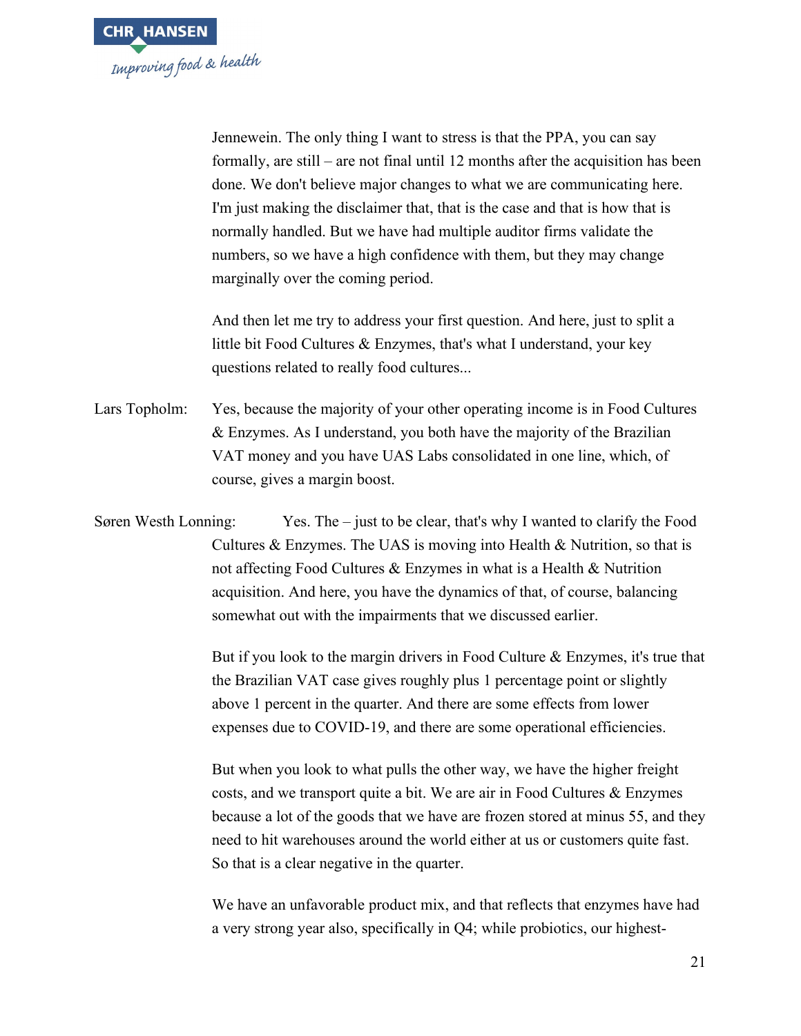Jennewein. The only thing I want to stress is that the PPA, you can say formally, are still – are not final until 12 months after the acquisition has been done. We don't believe major changes to what we are communicating here. I'm just making the disclaimer that, that is the case and that is how that is normally handled. But we have had multiple auditor firms validate the numbers, so we have a high confidence with them, but they may change marginally over the coming period.

And then let me try to address your first question. And here, just to split a little bit Food Cultures & Enzymes, that's what I understand, your key questions related to really food cultures...

Lars Topholm: Yes, because the majority of your other operating income is in Food Cultures & Enzymes. As I understand, you both have the majority of the Brazilian VAT money and you have UAS Labs consolidated in one line, which, of course, gives a margin boost.

Søren Westh Lonning: Yes. The – just to be clear, that's why I wanted to clarify the Food Cultures & Enzymes. The UAS is moving into Health & Nutrition, so that is not affecting Food Cultures & Enzymes in what is a Health & Nutrition acquisition. And here, you have the dynamics of that, of course, balancing somewhat out with the impairments that we discussed earlier.

But if you look to the margin drivers in Food Culture & Enzymes, it's true that the Brazilian VAT case gives roughly plus 1 percentage point or slightly above 1 percent in the quarter. And there are some effects from lower expenses due to COVID-19, and there are some operational efficiencies.

But when you look to what pulls the other way, we have the higher freight costs, and we transport quite a bit. We are air in Food Cultures & Enzymes because a lot of the goods that we have are frozen stored at minus 55, and they need to hit warehouses around the world either at us or customers quite fast. So that is a clear negative in the quarter.

We have an unfavorable product mix, and that reflects that enzymes have had a very strong year also, specifically in Q4; while probiotics, our highest-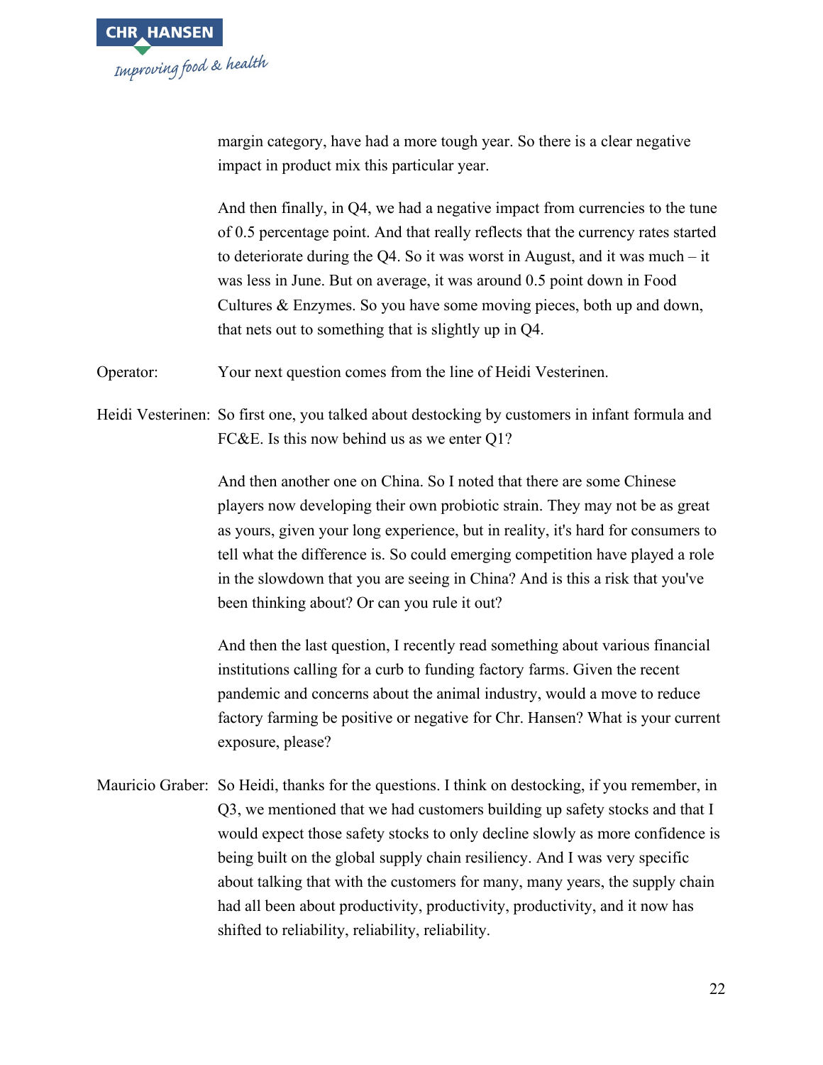margin category, have had a more tough year. So there is a clear negative impact in product mix this particular year.

And then finally, in Q4, we had a negative impact from currencies to the tune of 0.5 percentage point. And that really reflects that the currency rates started to deteriorate during the Q4. So it was worst in August, and it was much – it was less in June. But on average, it was around 0.5 point down in Food Cultures & Enzymes. So you have some moving pieces, both up and down, that nets out to something that is slightly up in Q4.

Operator: Your next question comes from the line of Heidi Vesterinen.

Heidi Vesterinen: So first one, you talked about destocking by customers in infant formula and FC&E. Is this now behind us as we enter Q1?

And then another one on China. So I noted that there are some Chinese players now developing their own probiotic strain. They may not be as great as yours, given your long experience, but in reality, it's hard for consumers to tell what the difference is. So could emerging competition have played a role in the slowdown that you are seeing in China? And is this a risk that you've been thinking about? Or can you rule it out?

And then the last question, I recently read something about various financial institutions calling for a curb to funding factory farms. Given the recent pandemic and concerns about the animal industry, would a move to reduce factory farming be positive or negative for Chr. Hansen? What is your current exposure, please?

Mauricio Graber: So Heidi, thanks for the questions. I think on destocking, if you remember, in Q3, we mentioned that we had customers building up safety stocks and that I would expect those safety stocks to only decline slowly as more confidence is being built on the global supply chain resiliency. And I was very specific about talking that with the customers for many, many years, the supply chain had all been about productivity, productivity, productivity, and it now has shifted to reliability, reliability, reliability.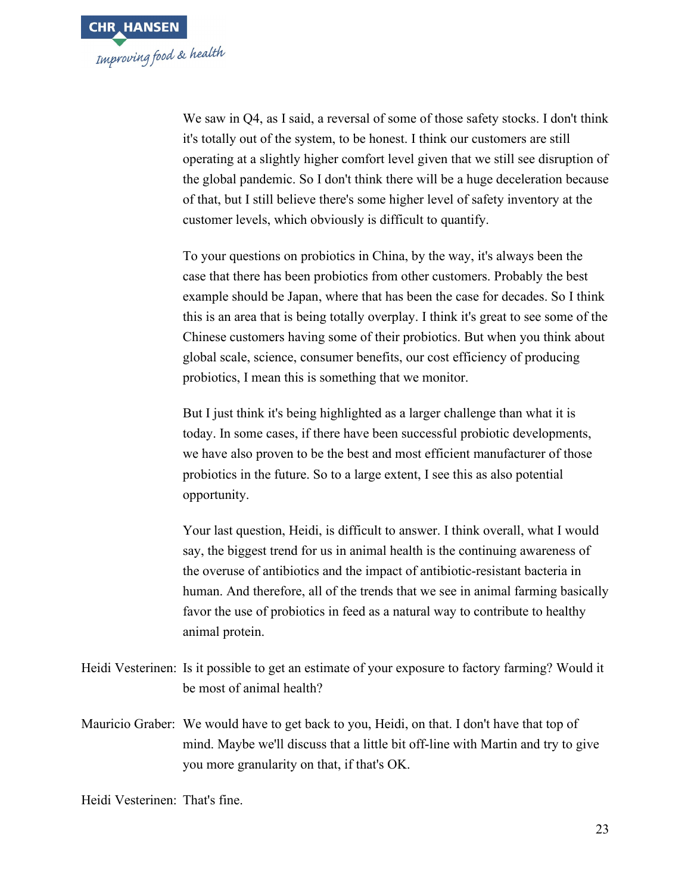We saw in Q4, as I said, a reversal of some of those safety stocks. I don't think it's totally out of the system, to be honest. I think our customers are still operating at a slightly higher comfort level given that we still see disruption of the global pandemic. So I don't think there will be a huge deceleration because of that, but I still believe there's some higher level of safety inventory at the customer levels, which obviously is difficult to quantify.

To your questions on probiotics in China, by the way, it's always been the case that there has been probiotics from other customers. Probably the best example should be Japan, where that has been the case for decades. So I think this is an area that is being totally overplay. I think it's great to see some of the Chinese customers having some of their probiotics. But when you think about global scale, science, consumer benefits, our cost efficiency of producing probiotics, I mean this is something that we monitor.

But I just think it's being highlighted as a larger challenge than what it is today. In some cases, if there have been successful probiotic developments, we have also proven to be the best and most efficient manufacturer of those probiotics in the future. So to a large extent, I see this as also potential opportunity.

Your last question, Heidi, is difficult to answer. I think overall, what I would say, the biggest trend for us in animal health is the continuing awareness of the overuse of antibiotics and the impact of antibiotic-resistant bacteria in human. And therefore, all of the trends that we see in animal farming basically favor the use of probiotics in feed as a natural way to contribute to healthy animal protein.

Heidi Vesterinen: Is it possible to get an estimate of your exposure to factory farming? Would it be most of animal health?

Mauricio Graber: We would have to get back to you, Heidi, on that. I don't have that top of mind. Maybe we'll discuss that a little bit off-line with Martin and try to give you more granularity on that, if that's OK.

Heidi Vesterinen: That's fine.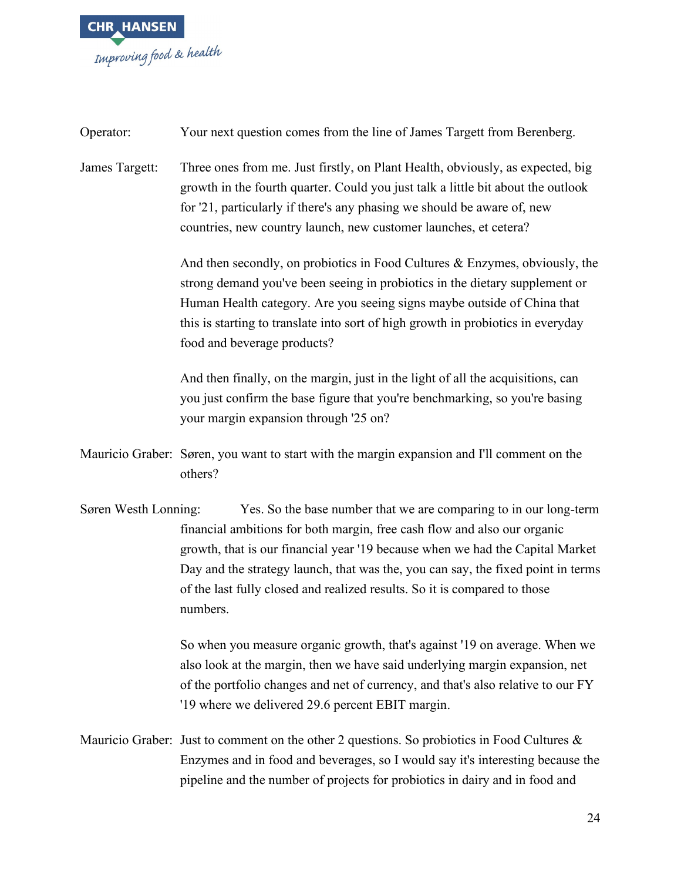Operator: Your next question comes from the line of James Targett from Berenberg.

James Targett: Three ones from me. Just firstly, on Plant Health, obviously, as expected, big growth in the fourth quarter. Could you just talk a little bit about the outlook for '21, particularly if there's any phasing we should be aware of, new countries, new country launch, new customer launches, et cetera?

And then secondly, on probiotics in Food Cultures & Enzymes, obviously, the strong demand you've been seeing in probiotics in the dietary supplement or Human Health category. Are you seeing signs maybe outside of China that this is starting to translate into sort of high growth in probiotics in everyday food and beverage products?

And then finally, on the margin, just in the light of all the acquisitions, can you just confirm the base figure that you're benchmarking, so you're basing your margin expansion through '25 on?

Mauricio Graber: Søren, you want to start with the margin expansion and I'll comment on the others?

Søren Westh Lonning: Yes. So the base number that we are comparing to in our long-term financial ambitions for both margin, free cash flow and also our organic growth, that is our financial year '19 because when we had the Capital Market Day and the strategy launch, that was the, you can say, the fixed point in terms of the last fully closed and realized results. So it is compared to those numbers.

So when you measure organic growth, that's against '19 on average. When we also look at the margin, then we have said underlying margin expansion, net of the portfolio changes and net of currency, and that's also relative to our FY '19 where we delivered 29.6 percent EBIT margin.

Mauricio Graber: Just to comment on the other 2 questions. So probiotics in Food Cultures & Enzymes and in food and beverages, so I would say it's interesting because the pipeline and the number of projects for probiotics in dairy and in food and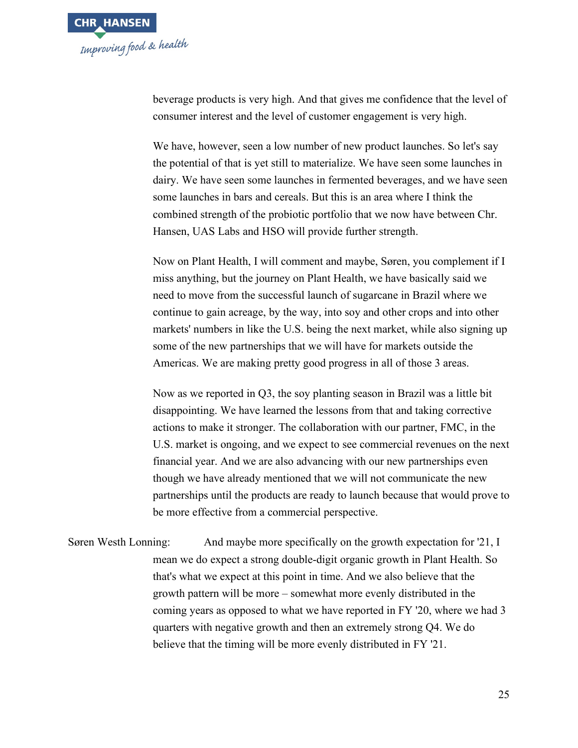beverage products is very high. And that gives me confidence that the level of consumer interest and the level of customer engagement is very high.

We have, however, seen a low number of new product launches. So let's say the potential of that is yet still to materialize. We have seen some launches in dairy. We have seen some launches in fermented beverages, and we have seen some launches in bars and cereals. But this is an area where I think the combined strength of the probiotic portfolio that we now have between Chr. Hansen, UAS Labs and HSO will provide further strength.

Now on Plant Health, I will comment and maybe, Søren, you complement if I miss anything, but the journey on Plant Health, we have basically said we need to move from the successful launch of sugarcane in Brazil where we continue to gain acreage, by the way, into soy and other crops and into other markets' numbers in like the U.S. being the next market, while also signing up some of the new partnerships that we will have for markets outside the Americas. We are making pretty good progress in all of those 3 areas.

Now as we reported in Q3, the soy planting season in Brazil was a little bit disappointing. We have learned the lessons from that and taking corrective actions to make it stronger. The collaboration with our partner, FMC, in the U.S. market is ongoing, and we expect to see commercial revenues on the next financial year. And we are also advancing with our new partnerships even though we have already mentioned that we will not communicate the new partnerships until the products are ready to launch because that would prove to be more effective from a commercial perspective.

Søren Westh Lonning: And maybe more specifically on the growth expectation for '21, I mean we do expect a strong double-digit organic growth in Plant Health. So that's what we expect at this point in time. And we also believe that the growth pattern will be more – somewhat more evenly distributed in the coming years as opposed to what we have reported in FY '20, where we had 3 quarters with negative growth and then an extremely strong Q4. We do believe that the timing will be more evenly distributed in FY '21.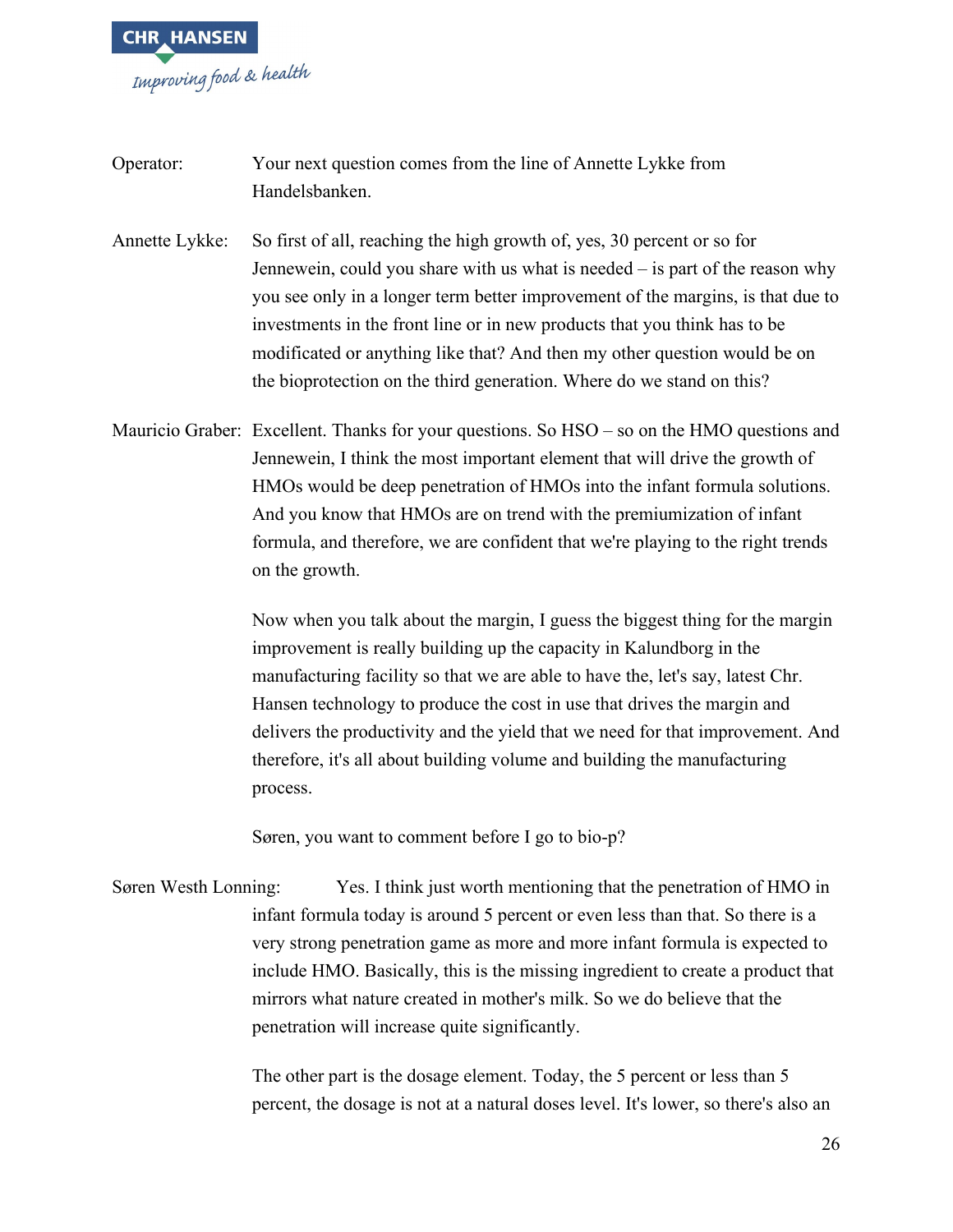Operator: Your next question comes from the line of Annette Lykke from Handelsbanken.

Annette Lykke: So first of all, reaching the high growth of, yes, 30 percent or so for Jennewein, could you share with us what is needed – is part of the reason why you see only in a longer term better improvement of the margins, is that due to investments in the front line or in new products that you think has to be modificated or anything like that? And then my other question would be on the bioprotection on the third generation. Where do we stand on this?

Mauricio Graber: Excellent. Thanks for your questions. So HSO – so on the HMO questions and Jennewein, I think the most important element that will drive the growth of HMOs would be deep penetration of HMOs into the infant formula solutions. And you know that HMOs are on trend with the premiumization of infant formula, and therefore, we are confident that we're playing to the right trends on the growth.

Now when you talk about the margin, I guess the biggest thing for the margin improvement is really building up the capacity in Kalundborg in the manufacturing facility so that we are able to have the, let's say, latest Chr. Hansen technology to produce the cost in use that drives the margin and delivers the productivity and the yield that we need for that improvement. And therefore, it's all about building volume and building the manufacturing process.

Søren, you want to comment before I go to bio-p?

Søren Westh Lonning: Yes. I think just worth mentioning that the penetration of HMO in infant formula today is around 5 percent or even less than that. So there is a very strong penetration game as more and more infant formula is expected to include HMO. Basically, this is the missing ingredient to create a product that mirrors what nature created in mother's milk. So we do believe that the penetration will increase quite significantly.

The other part is the dosage element. Today, the 5 percent or less than 5 percent, the dosage is not at a natural doses level. It's lower, so there's also an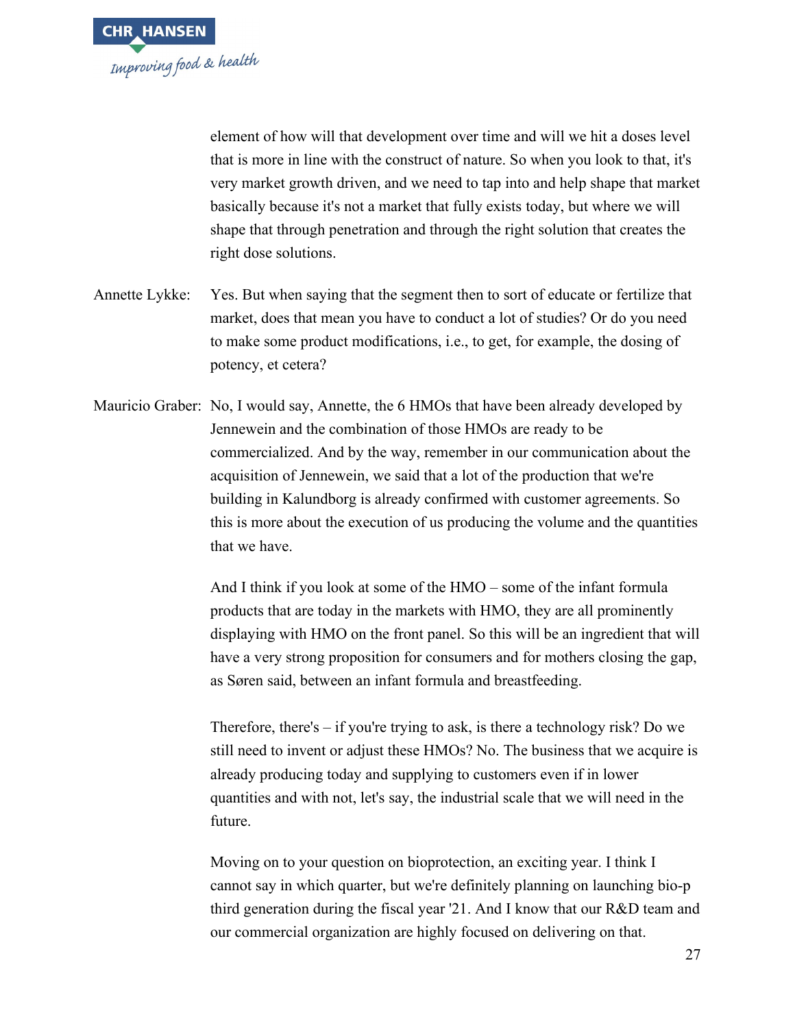element of how will that development over time and will we hit a doses level that is more in line with the construct of nature. So when you look to that, it's very market growth driven, and we need to tap into and help shape that market basically because it's not a market that fully exists today, but where we will shape that through penetration and through the right solution that creates the right dose solutions.

Annette Lykke: Yes. But when saying that the segment then to sort of educate or fertilize that market, does that mean you have to conduct a lot of studies? Or do you need to make some product modifications, i.e., to get, for example, the dosing of potency, et cetera?

Mauricio Graber: No, I would say, Annette, the 6 HMOs that have been already developed by Jennewein and the combination of those HMOs are ready to be commercialized. And by the way, remember in our communication about the acquisition of Jennewein, we said that a lot of the production that we're building in Kalundborg is already confirmed with customer agreements. So this is more about the execution of us producing the volume and the quantities that we have.

And I think if you look at some of the HMO – some of the infant formula products that are today in the markets with HMO, they are all prominently displaying with HMO on the front panel. So this will be an ingredient that will have a very strong proposition for consumers and for mothers closing the gap, as Søren said, between an infant formula and breastfeeding.

Therefore, there's – if you're trying to ask, is there a technology risk? Do we still need to invent or adjust these HMOs? No. The business that we acquire is already producing today and supplying to customers even if in lower quantities and with not, let's say, the industrial scale that we will need in the future.

Moving on to your question on bioprotection, an exciting year. I think I cannot say in which quarter, but we're definitely planning on launching bio-p third generation during the fiscal year '21. And I know that our R&D team and our commercial organization are highly focused on delivering on that.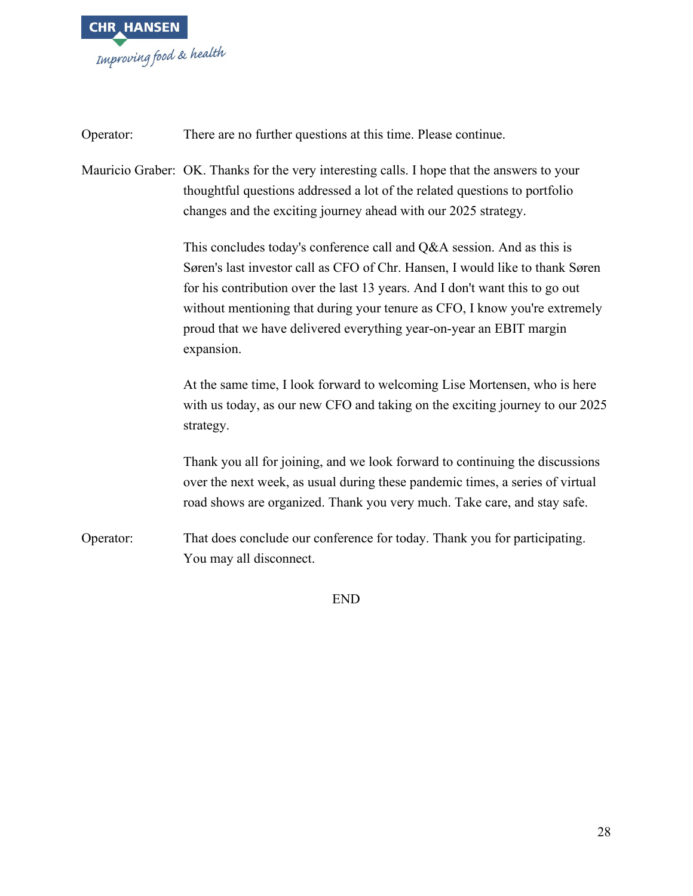Operator: There are no further questions at this time. Please continue.

Mauricio Graber: OK. Thanks for the very interesting calls. I hope that the answers to your thoughtful questions addressed a lot of the related questions to portfolio changes and the exciting journey ahead with our 2025 strategy.

This concludes today's conference call and Q&A session. And as this is Søren's last investor call as CFO of Chr. Hansen, I would like to thank Søren for his contribution over the last 13 years. And I don't want this to go out without mentioning that during your tenure as CFO, I know you're extremely proud that we have delivered everything year-on-year an EBIT margin expansion.

At the same time, I look forward to welcoming Lise Mortensen, who is here with us today, as our new CFO and taking on the exciting journey to our 2025 strategy.

Thank you all for joining, and we look forward to continuing the discussions over the next week, as usual during these pandemic times, a series of virtual road shows are organized. Thank you very much. Take care, and stay safe.

Operator: That does conclude our conference for today. Thank you for participating. You may all disconnect.

END